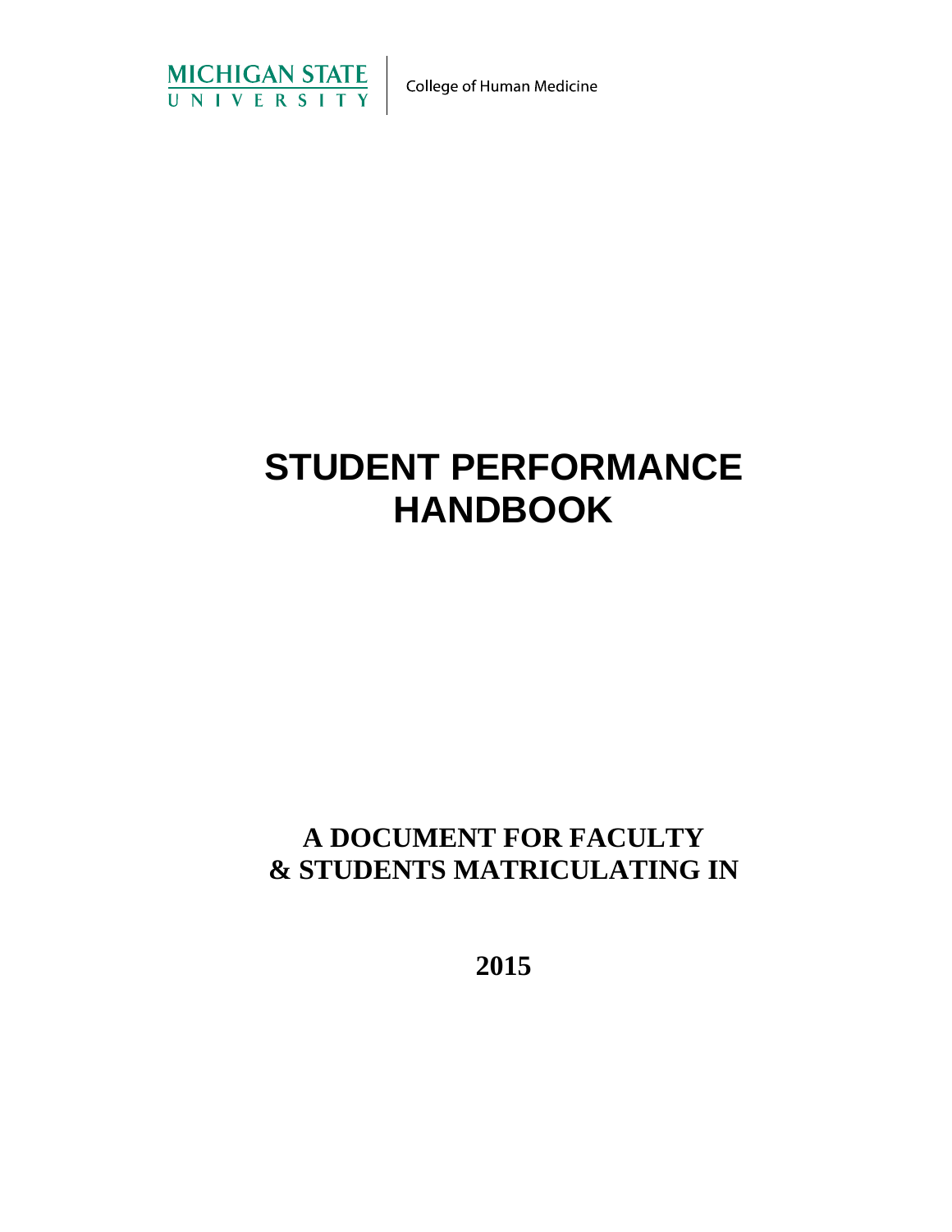MICHIGAN STATE UNIVERSITY | College of Human Medicine

# STUDENT PERFORMANCE HANDBOOK

## A DOCUMENT FOR FACULTY & STUDENTS MATRICULATING IN

## 2015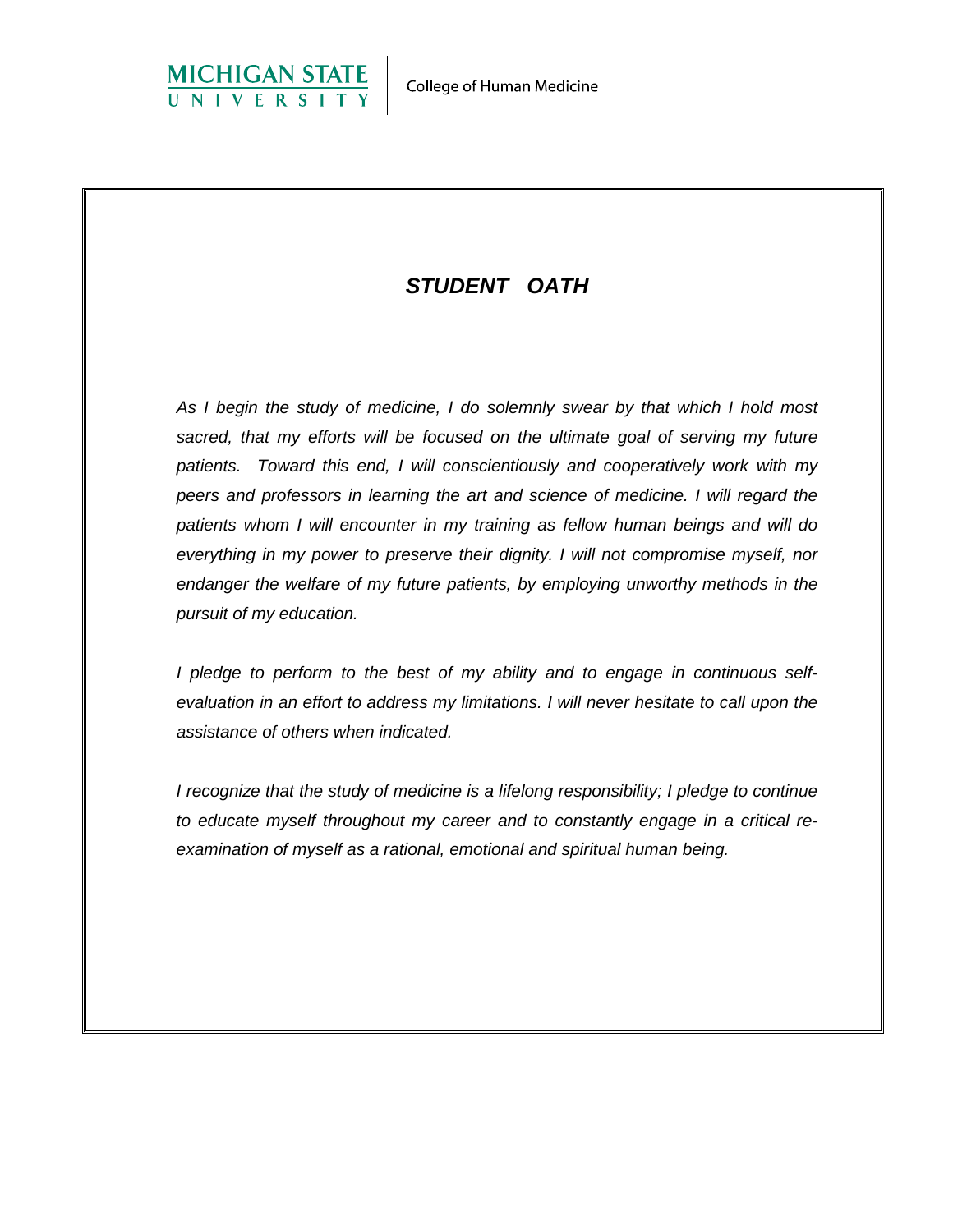MICHIGAN STATE UNIVERSITY | College of Human Medicine

# *STUDENT OATH*

*As I begin the study of medicine, I do solemnly swear by that which I hold most sacred, that my efforts will be focused on the ultimate goal of serving my future patients. Toward this end, I will conscientiously and cooperatively work with my peers and professors in learning the art and science of medicine. I will regard the patients whom I will encounter in my training as fellow human beings and will do everything in my power to preserve their dignity. I will not compromise myself, nor endanger the welfare of my future patients, by employing unworthy methods in the pursuit of my education.*

*I pledge to perform to the best of my ability and to engage in continuous self-evaluation in an effort to address my limitations. I will never hesitate to call upon the assistance of others when indicated.*

*I recognize that the study of medicine is a lifelong responsibility; I pledge to continue to educate myself throughout my career and to constantly engage in a critical re-examination of myself as a rational, emotional and spiritual human being.*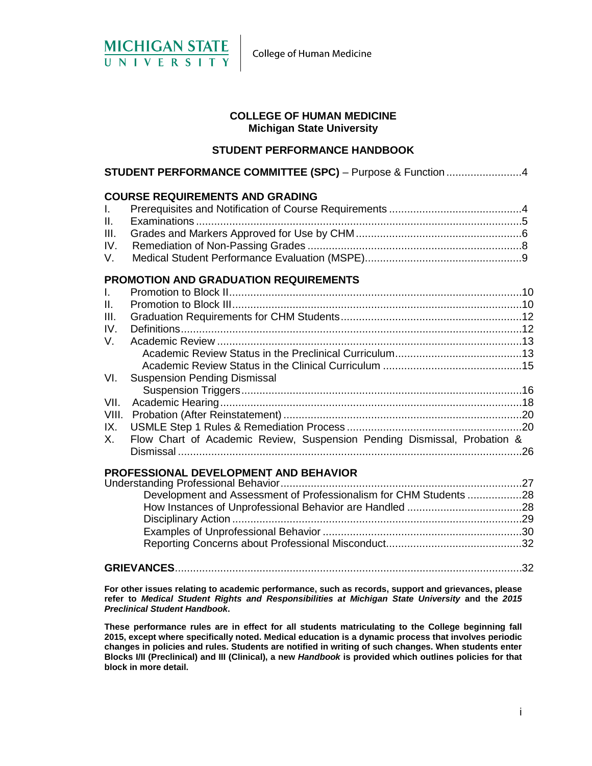Michigan State University

College of Human Medicine

# COLLEGE OF HUMAN MEDICINE
## Michigan State University

## STUDENT PERFORMANCE HANDBOOK

**STUDENT PERFORMANCE COMMITTEE (SPC)** – Purpose & Function ......................... 4

**COURSE REQUIREMENTS AND GRADING**

I. Prerequisites and Notification of Course Requirements ............................................ 4
II. Examinations ............................................................................................................ 5
III. Grades and Markers Approved for Use by CHM ....................................................... 6
IV. Remediation of Non-Passing Grades ....................................................................... 8
V. Medical Student Performance Evaluation (MSPE) .................................................... 9

**PROMOTION AND GRADUATION REQUIREMENTS**

I. Promotion to Block II ................................................................................................. 10
II. Promotion to Block III ................................................................................................ 10
III. Graduation Requirements for CHM Students ........................................................... 12
IV. Definitions ................................................................................................................ 12
V. Academic Review ..................................................................................................... 13
   Academic Review Status in the Preclinical Curriculum .......................................... 13
   Academic Review Status in the Clinical Curriculum .............................................. 15
VI. Suspension Pending Dismissal
   Suspension Triggers ............................................................................................. 16
VII. Academic Hearing .................................................................................................... 18
VIII. Probation (After Reinstatement) .............................................................................. 20
IX. USMLE Step 1 Rules & Remediation Process .......................................................... 20
X. Flow Chart of Academic Review, Suspension Pending Dismissal, Probation & Dismissal ................................................................................................................ 26

**PROFESSIONAL DEVELOPMENT AND BEHAVIOR**

Understanding Professional Behavior ................................................................................ 27
   Development and Assessment of Professionalism for CHM Students .................. 28
   How Instances of Unprofessional Behavior are Handled ...................................... 28
   Disciplinary Action ................................................................................................ 29
   Examples of Unprofessional Behavior .................................................................. 30
   Reporting Concerns about Professional Misconduct ............................................. 32

**GRIEVANCES** ........................................................................................................... 32

**For other issues relating to academic performance, such as records, support and grievances, please refer to *Medical Student Rights and Responsibilities at Michigan State University* and the *2015 Preclinical Student Handbook*.**

**These performance rules are in effect for all students matriculating to the College beginning fall 2015, except where specifically noted. Medical education is a dynamic process that involves periodic changes in policies and rules. Students are notified in writing of such changes. When students enter Blocks I/II (Preclinical) and III (Clinical), a new *Handbook* is provided which outlines policies for that block in more detail.**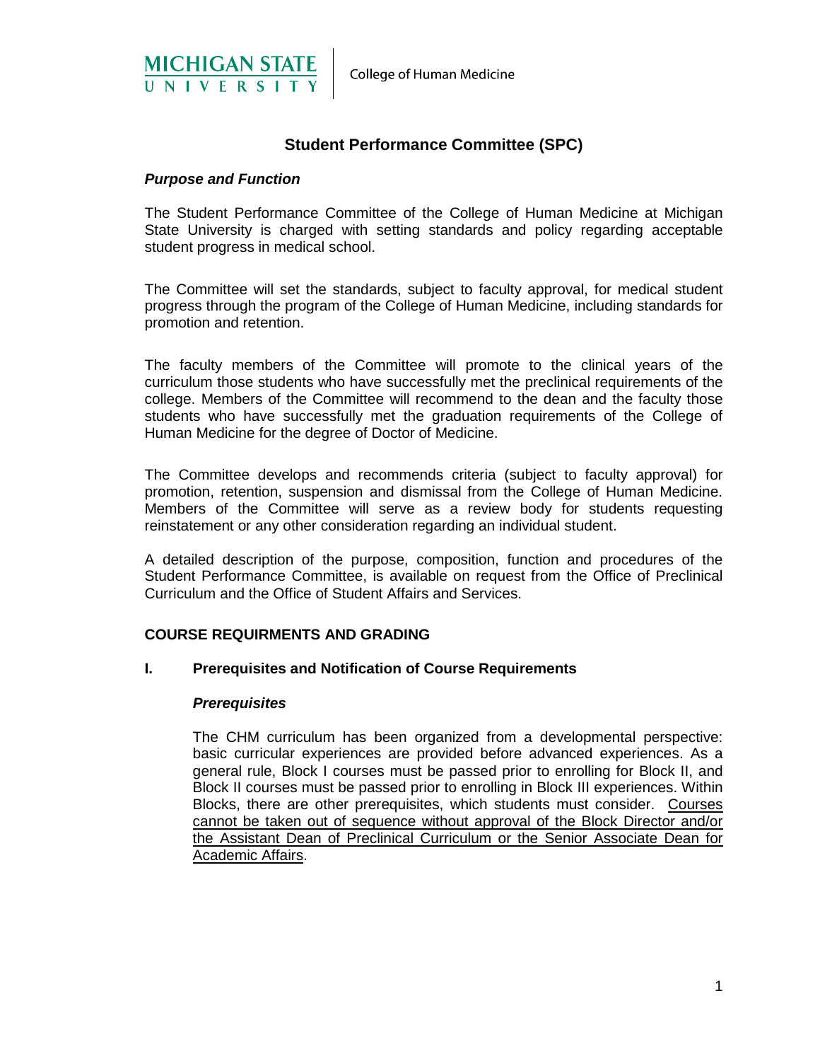# Student Performance Committee (SPC)

***Purpose and Function***

The Student Performance Committee of the College of Human Medicine at Michigan State University is charged with setting standards and policy regarding acceptable student progress in medical school.

The Committee will set the standards, subject to faculty approval, for medical student progress through the program of the College of Human Medicine, including standards for promotion and retention.

The faculty members of the Committee will promote to the clinical years of the curriculum those students who have successfully met the preclinical requirements of the college. Members of the Committee will recommend to the dean and the faculty those students who have successfully met the graduation requirements of the College of Human Medicine for the degree of Doctor of Medicine.

The Committee develops and recommends criteria (subject to faculty approval) for promotion, retention, suspension and dismissal from the College of Human Medicine. Members of the Committee will serve as a review body for students requesting reinstatement or any other consideration regarding an individual student.

A detailed description of the purpose, composition, function and procedures of the Student Performance Committee, is available on request from the Office of Preclinical Curriculum and the Office of Student Affairs and Services.

## COURSE REQUIRMENTS AND GRADING

### I. Prerequisites and Notification of Course Requirements

***Prerequisites***

The CHM curriculum has been organized from a developmental perspective: basic curricular experiences are provided before advanced experiences. As a general rule, Block I courses must be passed prior to enrolling for Block II, and Block II courses must be passed prior to enrolling in Block III experiences. Within Blocks, there are other prerequisites, which students must consider. Courses cannot be taken out of sequence without approval of the Block Director and/or the Assistant Dean of Preclinical Curriculum or the Senior Associate Dean for Academic Affairs.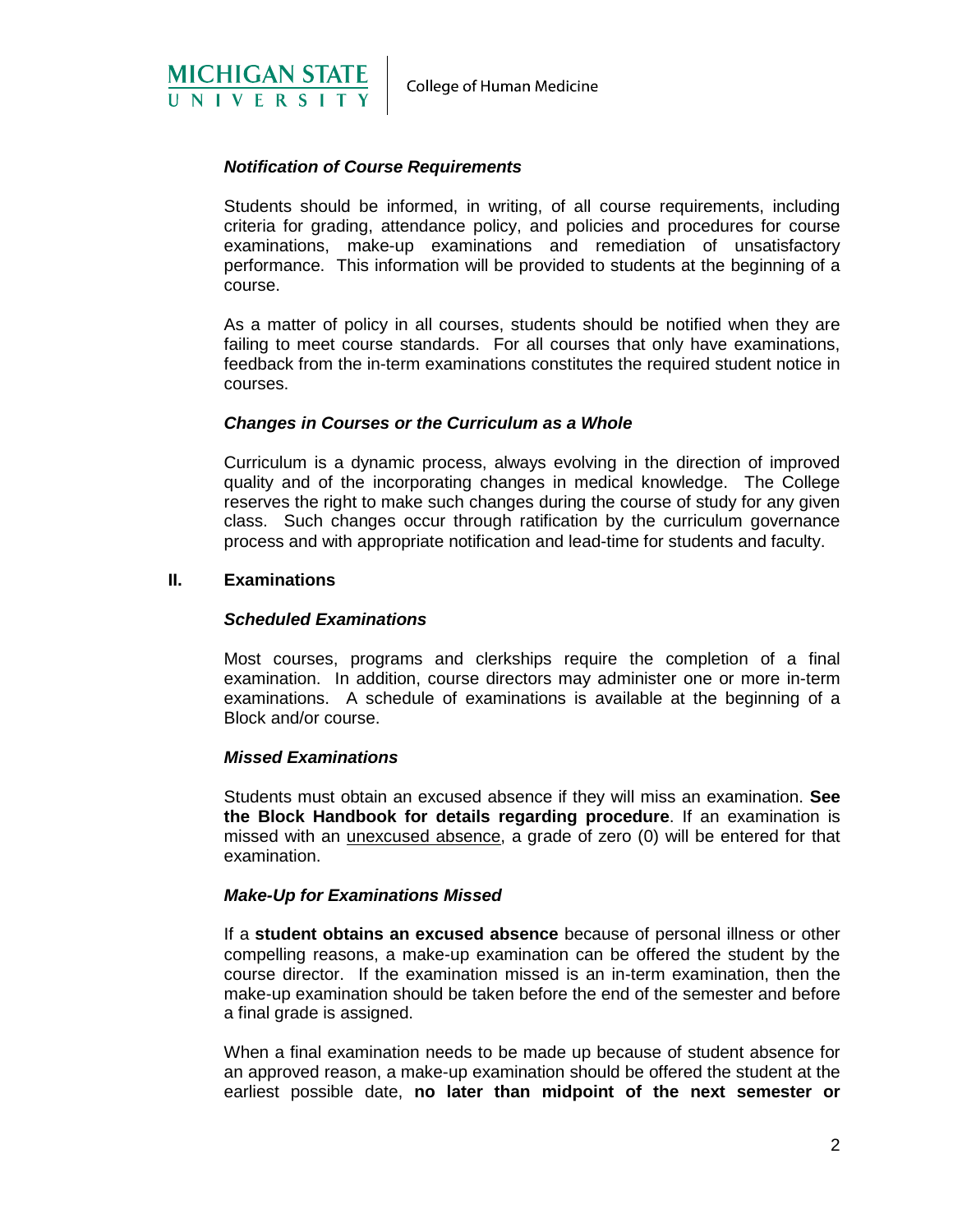### *Notification of Course Requirements*

Students should be informed, in writing, of all course requirements, including criteria for grading, attendance policy, and policies and procedures for course examinations, make-up examinations and remediation of unsatisfactory performance. This information will be provided to students at the beginning of a course.

As a matter of policy in all courses, students should be notified when they are failing to meet course standards. For all courses that only have examinations, feedback from the in-term examinations constitutes the required student notice in courses.

### *Changes in Courses or the Curriculum as a Whole*

Curriculum is a dynamic process, always evolving in the direction of improved quality and of the incorporating changes in medical knowledge. The College reserves the right to make such changes during the course of study for any given class. Such changes occur through ratification by the curriculum governance process and with appropriate notification and lead-time for students and faculty.

## II. Examinations

### *Scheduled Examinations*

Most courses, programs and clerkships require the completion of a final examination. In addition, course directors may administer one or more in-term examinations. A schedule of examinations is available at the beginning of a Block and/or course.

### *Missed Examinations*

Students must obtain an excused absence if they will miss an examination. **See the Block Handbook for details regarding procedure**. If an examination is missed with an <u>unexcused absence</u>, a grade of zero (0) will be entered for that examination.

### *Make-Up for Examinations Missed*

If a **student obtains an excused absence** because of personal illness or other compelling reasons, a make-up examination can be offered the student by the course director. If the examination missed is an in-term examination, then the make-up examination should be taken before the end of the semester and before a final grade is assigned.

When a final examination needs to be made up because of student absence for an approved reason, a make-up examination should be offered the student at the earliest possible date, **no later than midpoint of the next semester or**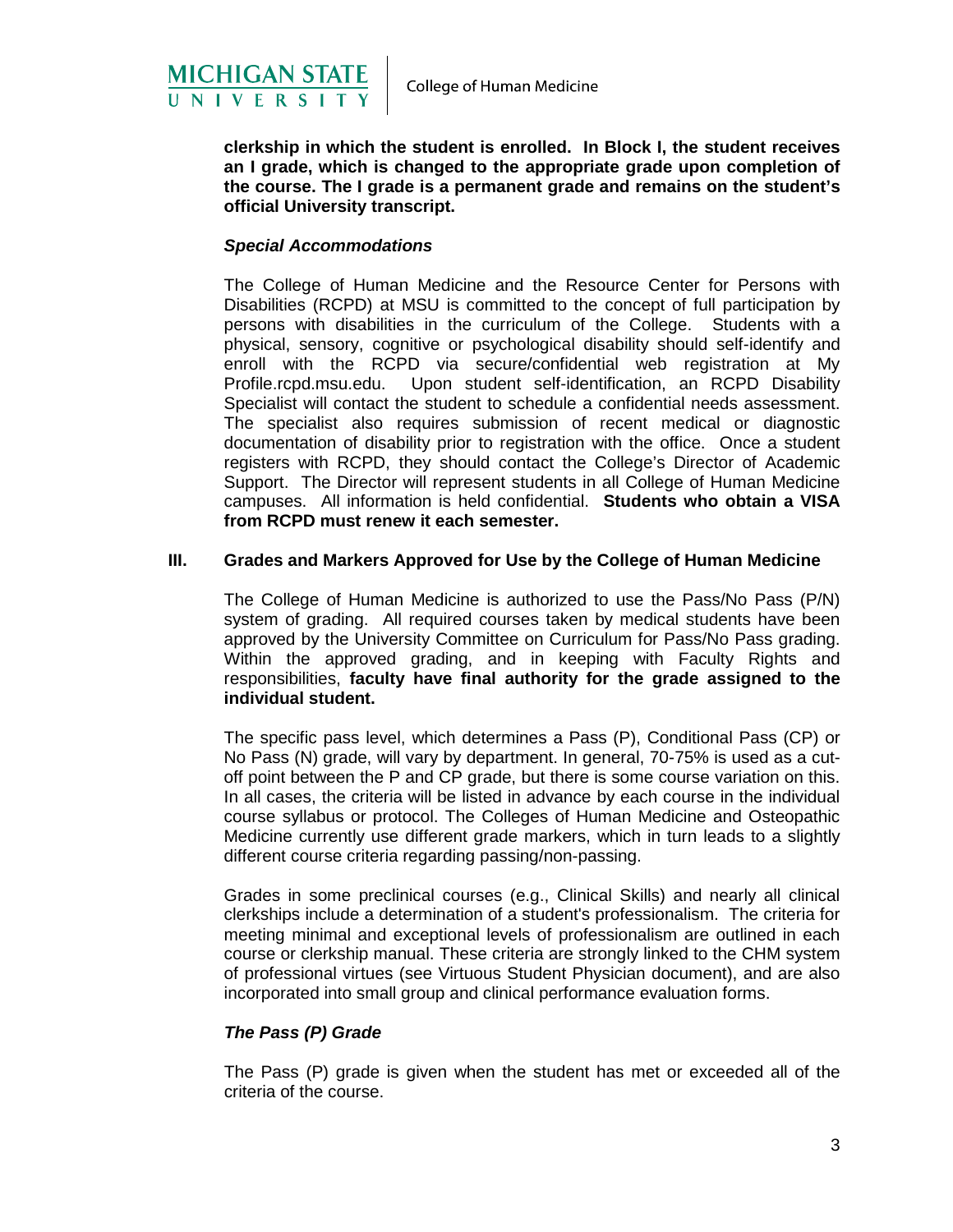**clerkship in which the student is enrolled. In Block I, the student receives an I grade, which is changed to the appropriate grade upon completion of the course. The I grade is a permanent grade and remains on the student's official University transcript.**

***Special Accommodations***

The College of Human Medicine and the Resource Center for Persons with Disabilities (RCPD) at MSU is committed to the concept of full participation by persons with disabilities in the curriculum of the College. Students with a physical, sensory, cognitive or psychological disability should self-identify and enroll with the RCPD via secure/confidential web registration at My Profile.rcpd.msu.edu. Upon student self-identification, an RCPD Disability Specialist will contact the student to schedule a confidential needs assessment. The specialist also requires submission of recent medical or diagnostic documentation of disability prior to registration with the office. Once a student registers with RCPD, they should contact the College's Director of Academic Support. The Director will represent students in all College of Human Medicine campuses. All information is held confidential. **Students who obtain a VISA from RCPD must renew it each semester.**

## III. Grades and Markers Approved for Use by the College of Human Medicine

The College of Human Medicine is authorized to use the Pass/No Pass (P/N) system of grading. All required courses taken by medical students have been approved by the University Committee on Curriculum for Pass/No Pass grading. Within the approved grading, and in keeping with Faculty Rights and responsibilities, **faculty have final authority for the grade assigned to the individual student.**

The specific pass level, which determines a Pass (P), Conditional Pass (CP) or No Pass (N) grade, will vary by department. In general, 70-75% is used as a cut-off point between the P and CP grade, but there is some course variation on this. In all cases, the criteria will be listed in advance by each course in the individual course syllabus or protocol. The Colleges of Human Medicine and Osteopathic Medicine currently use different grade markers, which in turn leads to a slightly different course criteria regarding passing/non-passing.

Grades in some preclinical courses (e.g., Clinical Skills) and nearly all clinical clerkships include a determination of a student's professionalism. The criteria for meeting minimal and exceptional levels of professionalism are outlined in each course or clerkship manual. These criteria are strongly linked to the CHM system of professional virtues (see Virtuous Student Physician document), and are also incorporated into small group and clinical performance evaluation forms.

***The Pass (P) Grade***

The Pass (P) grade is given when the student has met or exceeded all of the criteria of the course.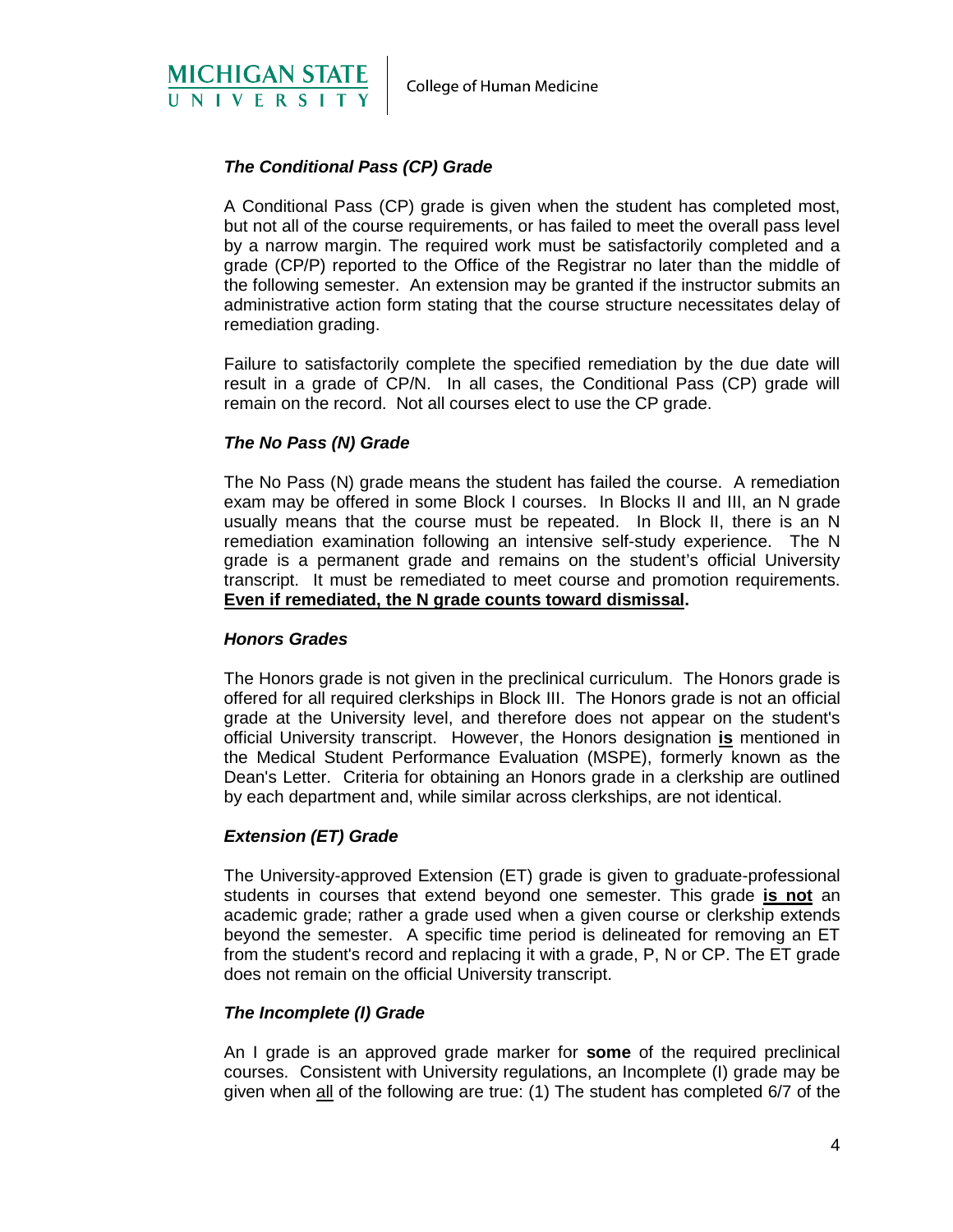### ***The Conditional Pass (CP) Grade***

A Conditional Pass (CP) grade is given when the student has completed most, but not all of the course requirements, or has failed to meet the overall pass level by a narrow margin. The required work must be satisfactorily completed and a grade (CP/P) reported to the Office of the Registrar no later than the middle of the following semester. An extension may be granted if the instructor submits an administrative action form stating that the course structure necessitates delay of remediation grading.

Failure to satisfactorily complete the specified remediation by the due date will result in a grade of CP/N. In all cases, the Conditional Pass (CP) grade will remain on the record. Not all courses elect to use the CP grade.

### ***The No Pass (N) Grade***

The No Pass (N) grade means the student has failed the course. A remediation exam may be offered in some Block I courses. In Blocks II and III, an N grade usually means that the course must be repeated. In Block II, there is an N remediation examination following an intensive self-study experience. The N grade is a permanent grade and remains on the student's official University transcript. It must be remediated to meet course and promotion requirements. **<u>Even if remediated, the N grade counts toward dismissal</u>.**

### ***Honors Grades***

The Honors grade is not given in the preclinical curriculum. The Honors grade is offered for all required clerkships in Block III. The Honors grade is not an official grade at the University level, and therefore does not appear on the student's official University transcript. However, the Honors designation **<u>is</u>** mentioned in the Medical Student Performance Evaluation (MSPE), formerly known as the Dean's Letter. Criteria for obtaining an Honors grade in a clerkship are outlined by each department and, while similar across clerkships, are not identical.

### ***Extension (ET) Grade***

The University-approved Extension (ET) grade is given to graduate-professional students in courses that extend beyond one semester. This grade **<u>is not</u>** an academic grade; rather a grade used when a given course or clerkship extends beyond the semester. A specific time period is delineated for removing an ET from the student's record and replacing it with a grade, P, N or CP. The ET grade does not remain on the official University transcript.

### ***The Incomplete (I) Grade***

An I grade is an approved grade marker for **some** of the required preclinical courses. Consistent with University regulations, an Incomplete (I) grade may be given when <u>all</u> of the following are true: (1) The student has completed 6/7 of the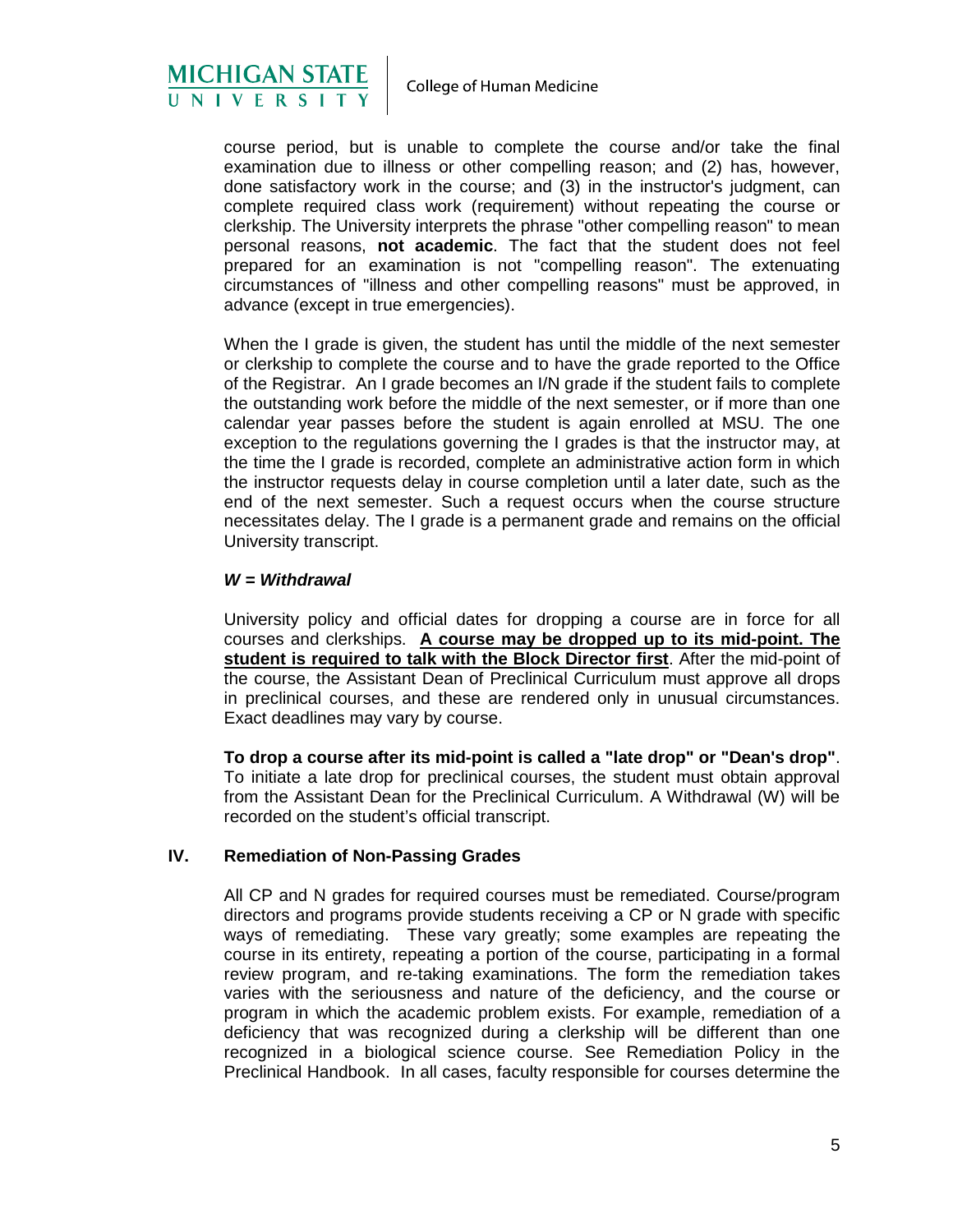course period, but is unable to complete the course and/or take the final examination due to illness or other compelling reason; and (2) has, however, done satisfactory work in the course; and (3) in the instructor's judgment, can complete required class work (requirement) without repeating the course or clerkship. The University interprets the phrase "other compelling reason" to mean personal reasons, **not academic**. The fact that the student does not feel prepared for an examination is not "compelling reason". The extenuating circumstances of "illness and other compelling reasons" must be approved, in advance (except in true emergencies).

When the I grade is given, the student has until the middle of the next semester or clerkship to complete the course and to have the grade reported to the Office of the Registrar. An I grade becomes an I/N grade if the student fails to complete the outstanding work before the middle of the next semester, or if more than one calendar year passes before the student is again enrolled at MSU. The one exception to the regulations governing the I grades is that the instructor may, at the time the I grade is recorded, complete an administrative action form in which the instructor requests delay in course completion until a later date, such as the end of the next semester. Such a request occurs when the course structure necessitates delay. The I grade is a permanent grade and remains on the official University transcript.

***W = Withdrawal***

University policy and official dates for dropping a course are in force for all courses and clerkships. **A course may be dropped up to its mid-point. The student is required to talk with the Block Director first**. After the mid-point of the course, the Assistant Dean of Preclinical Curriculum must approve all drops in preclinical courses, and these are rendered only in unusual circumstances. Exact deadlines may vary by course.

**To drop a course after its mid-point is called a "late drop" or "Dean's drop"**. To initiate a late drop for preclinical courses, the student must obtain approval from the Assistant Dean for the Preclinical Curriculum. A Withdrawal (W) will be recorded on the student's official transcript.

## IV. Remediation of Non-Passing Grades

All CP and N grades for required courses must be remediated. Course/program directors and programs provide students receiving a CP or N grade with specific ways of remediating. These vary greatly; some examples are repeating the course in its entirety, repeating a portion of the course, participating in a formal review program, and re-taking examinations. The form the remediation takes varies with the seriousness and nature of the deficiency, and the course or program in which the academic problem exists. For example, remediation of a deficiency that was recognized during a clerkship will be different than one recognized in a biological science course. See Remediation Policy in the Preclinical Handbook. In all cases, faculty responsible for courses determine the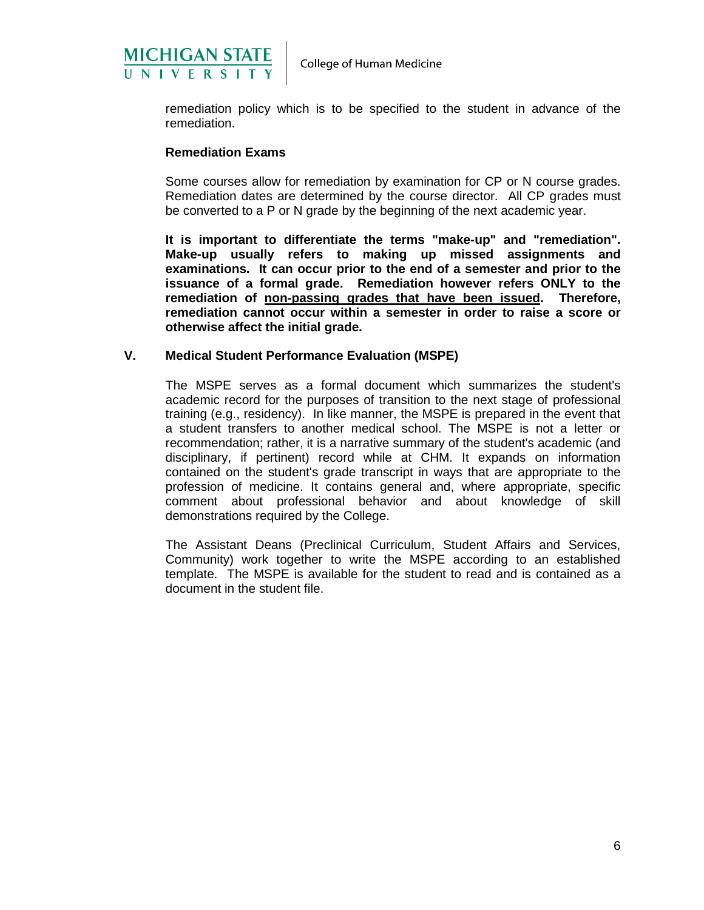remediation policy which is to be specified to the student in advance of the remediation.

### Remediation Exams

Some courses allow for remediation by examination for CP or N course grades. Remediation dates are determined by the course director. All CP grades must be converted to a P or N grade by the beginning of the next academic year.

**It is important to differentiate the terms "make-up" and "remediation". Make-up usually refers to making up missed assignments and examinations. It can occur prior to the end of a semester and prior to the issuance of a formal grade. Remediation however refers ONLY to the remediation of <u>non-passing grades that have been issued</u>. Therefore, remediation cannot occur within a semester in order to raise a score or otherwise affect the initial grade.**

## V. Medical Student Performance Evaluation (MSPE)

The MSPE serves as a formal document which summarizes the student's academic record for the purposes of transition to the next stage of professional training (e.g., residency). In like manner, the MSPE is prepared in the event that a student transfers to another medical school. The MSPE is not a letter or recommendation; rather, it is a narrative summary of the student's academic (and disciplinary, if pertinent) record while at CHM. It expands on information contained on the student's grade transcript in ways that are appropriate to the profession of medicine. It contains general and, where appropriate, specific comment about professional behavior and about knowledge of skill demonstrations required by the College.

The Assistant Deans (Preclinical Curriculum, Student Affairs and Services, Community) work together to write the MSPE according to an established template. The MSPE is available for the student to read and is contained as a document in the student file.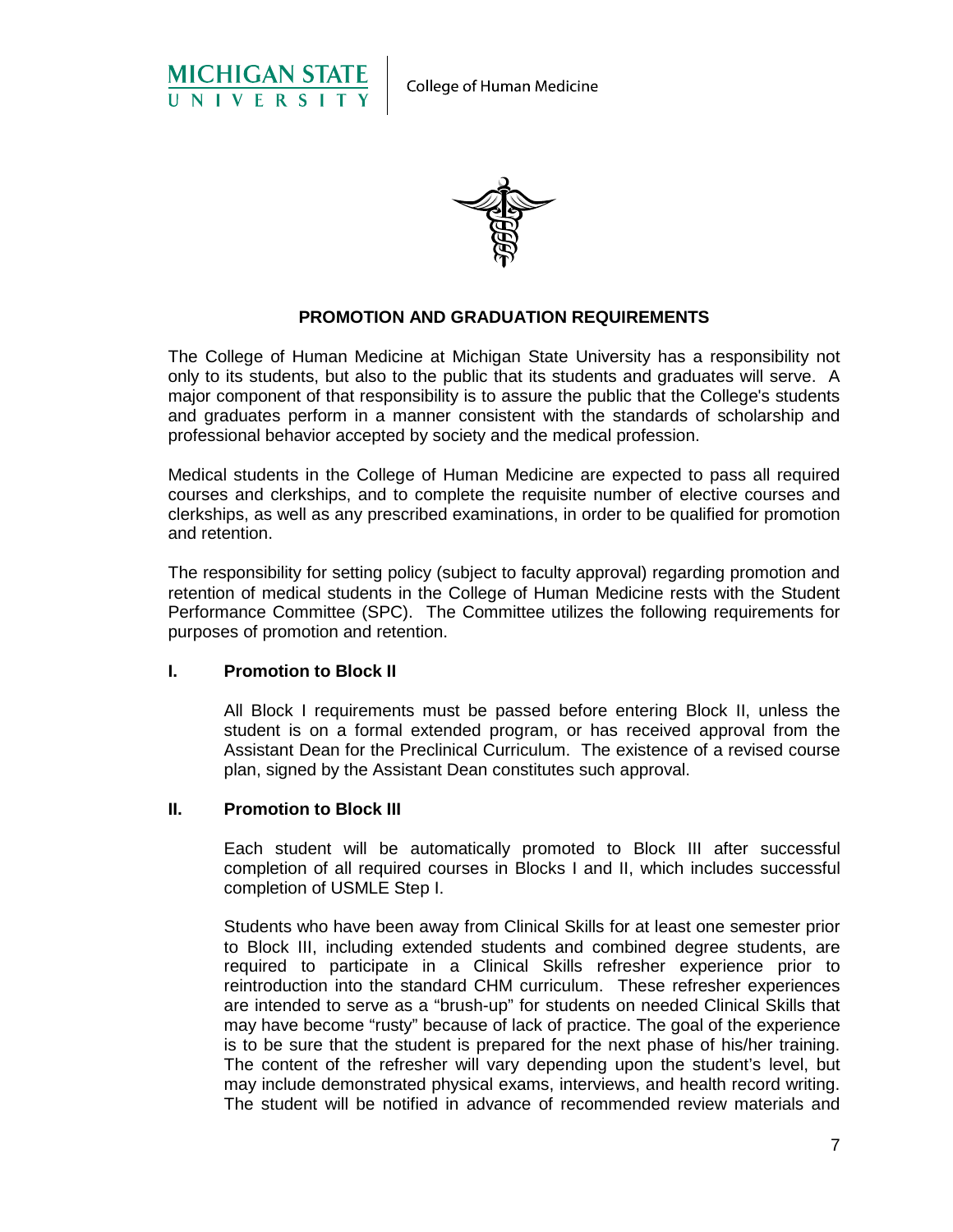# PROMOTION AND GRADUATION REQUIREMENTS

The College of Human Medicine at Michigan State University has a responsibility not only to its students, but also to the public that its students and graduates will serve. A major component of that responsibility is to assure the public that the College's students and graduates perform in a manner consistent with the standards of scholarship and professional behavior accepted by society and the medical profession.

Medical students in the College of Human Medicine are expected to pass all required courses and clerkships, and to complete the requisite number of elective courses and clerkships, as well as any prescribed examinations, in order to be qualified for promotion and retention.

The responsibility for setting policy (subject to faculty approval) regarding promotion and retention of medical students in the College of Human Medicine rests with the Student Performance Committee (SPC). The Committee utilizes the following requirements for purposes of promotion and retention.

## I. Promotion to Block II

All Block I requirements must be passed before entering Block II, unless the student is on a formal extended program, or has received approval from the Assistant Dean for the Preclinical Curriculum. The existence of a revised course plan, signed by the Assistant Dean constitutes such approval.

## II. Promotion to Block III

Each student will be automatically promoted to Block III after successful completion of all required courses in Blocks I and II, which includes successful completion of USMLE Step I.

Students who have been away from Clinical Skills for at least one semester prior to Block III, including extended students and combined degree students, are required to participate in a Clinical Skills refresher experience prior to reintroduction into the standard CHM curriculum. These refresher experiences are intended to serve as a "brush-up" for students on needed Clinical Skills that may have become "rusty" because of lack of practice. The goal of the experience is to be sure that the student is prepared for the next phase of his/her training. The content of the refresher will vary depending upon the student's level, but may include demonstrated physical exams, interviews, and health record writing. The student will be notified in advance of recommended review materials and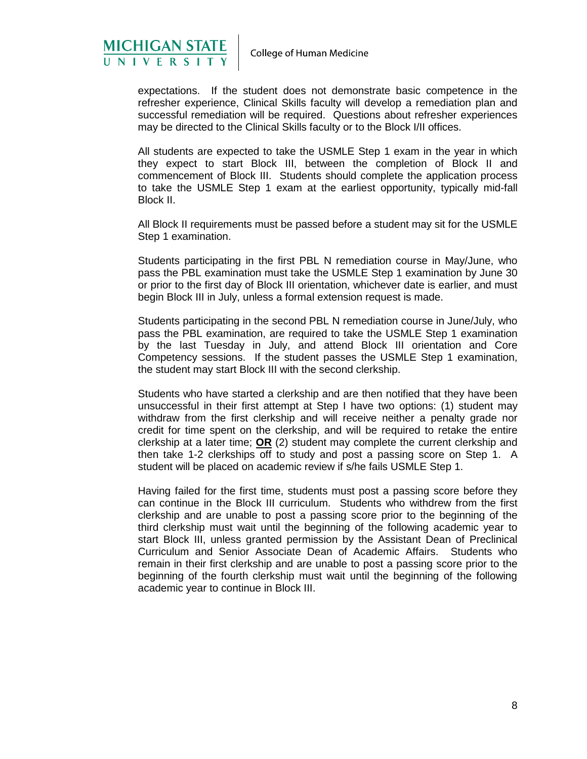expectations. If the student does not demonstrate basic competence in the refresher experience, Clinical Skills faculty will develop a remediation plan and successful remediation will be required. Questions about refresher experiences may be directed to the Clinical Skills faculty or to the Block I/II offices.

All students are expected to take the USMLE Step 1 exam in the year in which they expect to start Block III, between the completion of Block II and commencement of Block III. Students should complete the application process to take the USMLE Step 1 exam at the earliest opportunity, typically mid-fall Block II.

All Block II requirements must be passed before a student may sit for the USMLE Step 1 examination.

Students participating in the first PBL N remediation course in May/June, who pass the PBL examination must take the USMLE Step 1 examination by June 30 or prior to the first day of Block III orientation, whichever date is earlier, and must begin Block III in July, unless a formal extension request is made.

Students participating in the second PBL N remediation course in June/July, who pass the PBL examination, are required to take the USMLE Step 1 examination by the last Tuesday in July, and attend Block III orientation and Core Competency sessions. If the student passes the USMLE Step 1 examination, the student may start Block III with the second clerkship.

Students who have started a clerkship and are then notified that they have been unsuccessful in their first attempt at Step I have two options: (1) student may withdraw from the first clerkship and will receive neither a penalty grade nor credit for time spent on the clerkship, and will be required to retake the entire clerkship at a later time; **OR** (2) student may complete the current clerkship and then take 1-2 clerkships off to study and post a passing score on Step 1. A student will be placed on academic review if s/he fails USMLE Step 1.

Having failed for the first time, students must post a passing score before they can continue in the Block III curriculum. Students who withdrew from the first clerkship and are unable to post a passing score prior to the beginning of the third clerkship must wait until the beginning of the following academic year to start Block III, unless granted permission by the Assistant Dean of Preclinical Curriculum and Senior Associate Dean of Academic Affairs. Students who remain in their first clerkship and are unable to post a passing score prior to the beginning of the fourth clerkship must wait until the beginning of the following academic year to continue in Block III.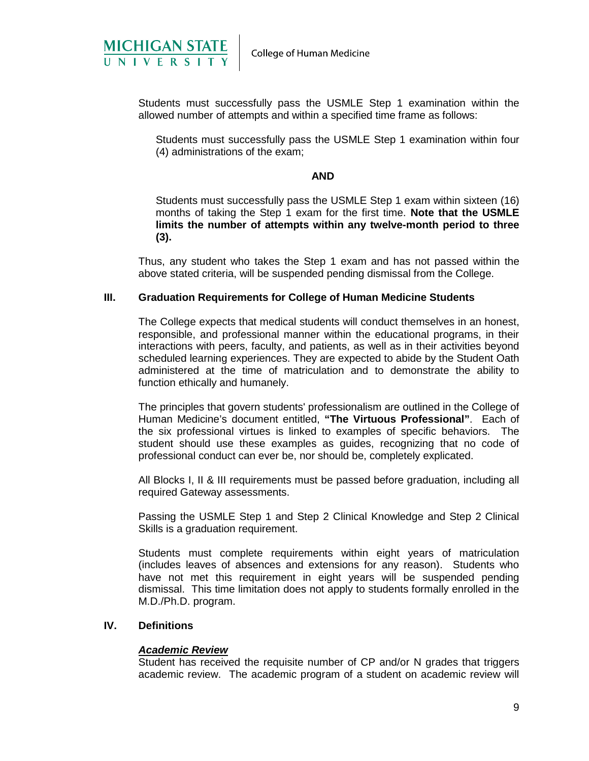Students must successfully pass the USMLE Step 1 examination within the allowed number of attempts and within a specified time frame as follows:

> Students must successfully pass the USMLE Step 1 examination within four (4) administrations of the exam;
>
> **AND**
>
> Students must successfully pass the USMLE Step 1 exam within sixteen (16) months of taking the Step 1 exam for the first time. **Note that the USMLE limits the number of attempts within any twelve-month period to three (3).**

Thus, any student who takes the Step 1 exam and has not passed within the above stated criteria, will be suspended pending dismissal from the College.

## III. Graduation Requirements for College of Human Medicine Students

The College expects that medical students will conduct themselves in an honest, responsible, and professional manner within the educational programs, in their interactions with peers, faculty, and patients, as well as in their activities beyond scheduled learning experiences. They are expected to abide by the Student Oath administered at the time of matriculation and to demonstrate the ability to function ethically and humanely.

The principles that govern students' professionalism are outlined in the College of Human Medicine's document entitled, **"The Virtuous Professional"**. Each of the six professional virtues is linked to examples of specific behaviors. The student should use these examples as guides, recognizing that no code of professional conduct can ever be, nor should be, completely explicated.

All Blocks I, II & III requirements must be passed before graduation, including all required Gateway assessments.

Passing the USMLE Step 1 and Step 2 Clinical Knowledge and Step 2 Clinical Skills is a graduation requirement.

Students must complete requirements within eight years of matriculation (includes leaves of absences and extensions for any reason). Students who have not met this requirement in eight years will be suspended pending dismissal. This time limitation does not apply to students formally enrolled in the M.D./Ph.D. program.

## IV. Definitions

***Academic Review***

Student has received the requisite number of CP and/or N grades that triggers academic review. The academic program of a student on academic review will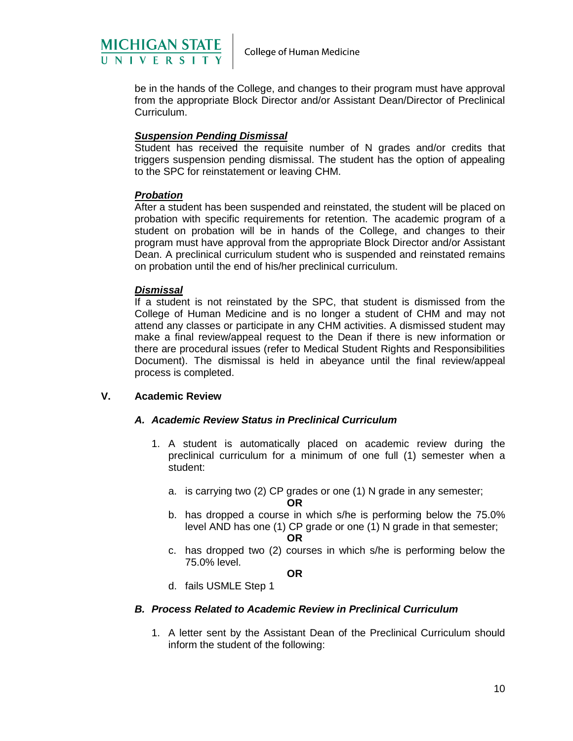be in the hands of the College, and changes to their program must have approval from the appropriate Block Director and/or Assistant Dean/Director of Preclinical Curriculum.

***Suspension Pending Dismissal***

Student has received the requisite number of N grades and/or credits that triggers suspension pending dismissal. The student has the option of appealing to the SPC for reinstatement or leaving CHM.

***Probation***

After a student has been suspended and reinstated, the student will be placed on probation with specific requirements for retention. The academic program of a student on probation will be in hands of the College, and changes to their program must have approval from the appropriate Block Director and/or Assistant Dean. A preclinical curriculum student who is suspended and reinstated remains on probation until the end of his/her preclinical curriculum.

***Dismissal***

If a student is not reinstated by the SPC, that student is dismissed from the College of Human Medicine and is no longer a student of CHM and may not attend any classes or participate in any CHM activities. A dismissed student may make a final review/appeal request to the Dean if there is new information or there are procedural issues (refer to Medical Student Rights and Responsibilities Document). The dismissal is held in abeyance until the final review/appeal process is completed.

## V. Academic Review

### *A. Academic Review Status in Preclinical Curriculum*

1. A student is automatically placed on academic review during the preclinical curriculum for a minimum of one full (1) semester when a student:

   a. is carrying two (2) CP grades or one (1) N grade in any semester;

   **OR**

   b. has dropped a course in which s/he is performing below the 75.0% level AND has one (1) CP grade or one (1) N grade in that semester;

   **OR**

   c. has dropped two (2) courses in which s/he is performing below the 75.0% level.

   **OR**

   d. fails USMLE Step 1

### *B. Process Related to Academic Review in Preclinical Curriculum*

1. A letter sent by the Assistant Dean of the Preclinical Curriculum should inform the student of the following: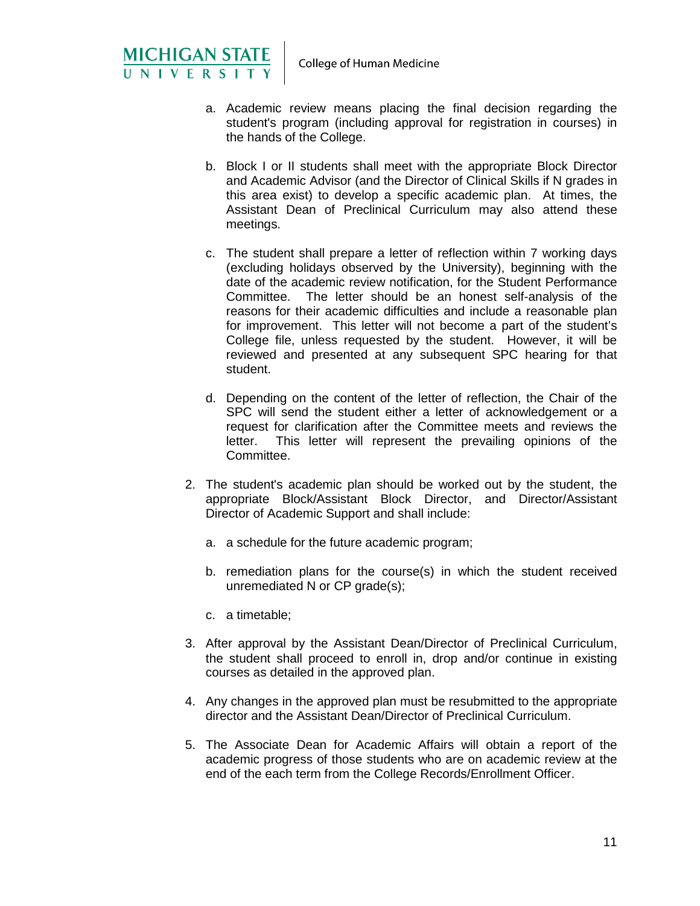a. Academic review means placing the final decision regarding the student's program (including approval for registration in courses) in the hands of the College.

b. Block I or II students shall meet with the appropriate Block Director and Academic Advisor (and the Director of Clinical Skills if N grades in this area exist) to develop a specific academic plan. At times, the Assistant Dean of Preclinical Curriculum may also attend these meetings.

c. The student shall prepare a letter of reflection within 7 working days (excluding holidays observed by the University), beginning with the date of the academic review notification, for the Student Performance Committee. The letter should be an honest self-analysis of the reasons for their academic difficulties and include a reasonable plan for improvement. This letter will not become a part of the student's College file, unless requested by the student. However, it will be reviewed and presented at any subsequent SPC hearing for that student.

d. Depending on the content of the letter of reflection, the Chair of the SPC will send the student either a letter of acknowledgement or a request for clarification after the Committee meets and reviews the letter. This letter will represent the prevailing opinions of the Committee.

2. The student's academic plan should be worked out by the student, the appropriate Block/Assistant Block Director, and Director/Assistant Director of Academic Support and shall include:

   a. a schedule for the future academic program;

   b. remediation plans for the course(s) in which the student received unremediated N or CP grade(s);

   c. a timetable;

3. After approval by the Assistant Dean/Director of Preclinical Curriculum, the student shall proceed to enroll in, drop and/or continue in existing courses as detailed in the approved plan.

4. Any changes in the approved plan must be resubmitted to the appropriate director and the Assistant Dean/Director of Preclinical Curriculum.

5. The Associate Dean for Academic Affairs will obtain a report of the academic progress of those students who are on academic review at the end of the each term from the College Records/Enrollment Officer.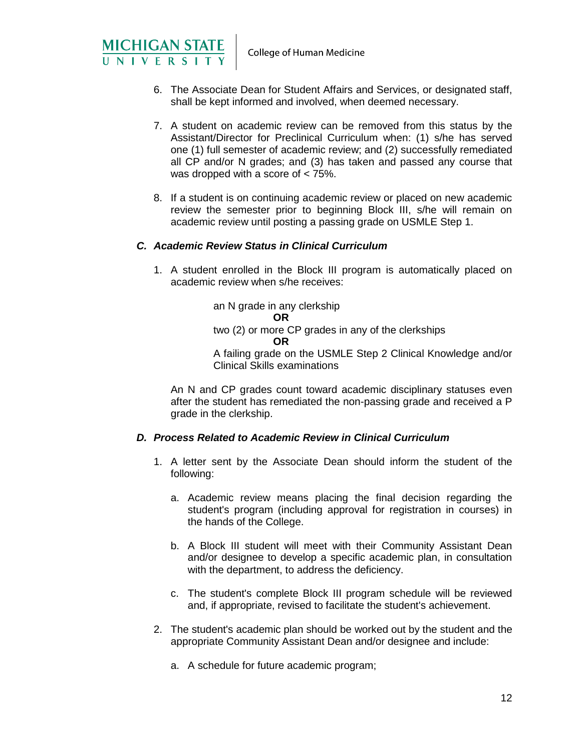6. The Associate Dean for Student Affairs and Services, or designated staff, shall be kept informed and involved, when deemed necessary.

7. A student on academic review can be removed from this status by the Assistant/Director for Preclinical Curriculum when: (1) s/he has served one (1) full semester of academic review; and (2) successfully remediated all CP and/or N grades; and (3) has taken and passed any course that was dropped with a score of < 75%.

8. If a student is on continuing academic review or placed on new academic review the semester prior to beginning Block III, s/he will remain on academic review until posting a passing grade on USMLE Step 1.

### *C. Academic Review Status in Clinical Curriculum*

1. A student enrolled in the Block III program is automatically placed on academic review when s/he receives:

   an N grade in any clerkship

   **OR**

   two (2) or more CP grades in any of the clerkships

   **OR**

   A failing grade on the USMLE Step 2 Clinical Knowledge and/or Clinical Skills examinations

   An N and CP grades count toward academic disciplinary statuses even after the student has remediated the non-passing grade and received a P grade in the clerkship.

### *D. Process Related to Academic Review in Clinical Curriculum*

1. A letter sent by the Associate Dean should inform the student of the following:

   a. Academic review means placing the final decision regarding the student's program (including approval for registration in courses) in the hands of the College.

   b. A Block III student will meet with their Community Assistant Dean and/or designee to develop a specific academic plan, in consultation with the department, to address the deficiency.

   c. The student's complete Block III program schedule will be reviewed and, if appropriate, revised to facilitate the student's achievement.

2. The student's academic plan should be worked out by the student and the appropriate Community Assistant Dean and/or designee and include:

   a. A schedule for future academic program;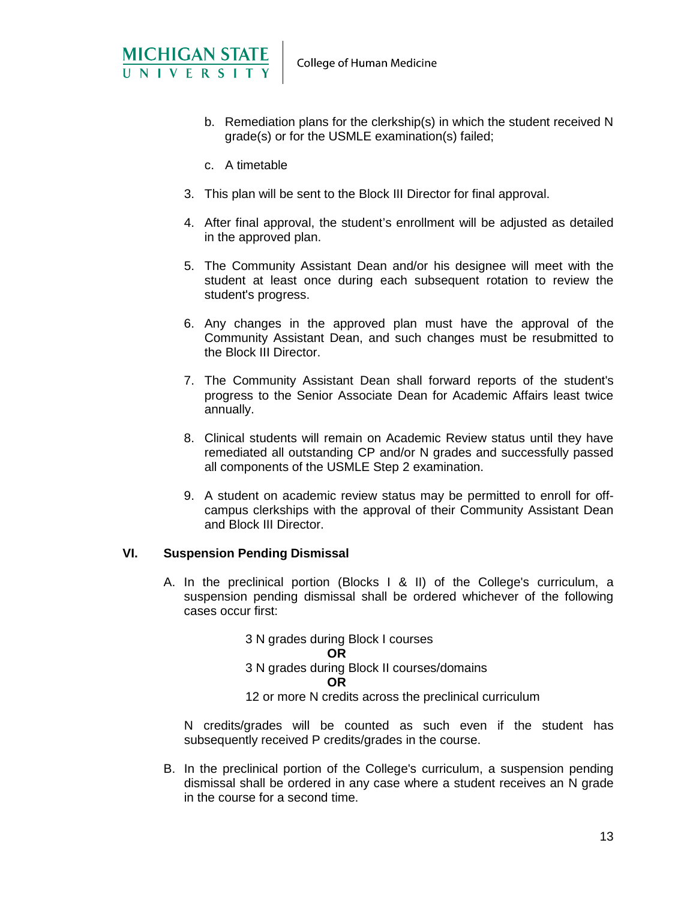b. Remediation plans for the clerkship(s) in which the student received N grade(s) or for the USMLE examination(s) failed;

c. A timetable

3. This plan will be sent to the Block III Director for final approval.

4. After final approval, the student's enrollment will be adjusted as detailed in the approved plan.

5. The Community Assistant Dean and/or his designee will meet with the student at least once during each subsequent rotation to review the student's progress.

6. Any changes in the approved plan must have the approval of the Community Assistant Dean, and such changes must be resubmitted to the Block III Director.

7. The Community Assistant Dean shall forward reports of the student's progress to the Senior Associate Dean for Academic Affairs least twice annually.

8. Clinical students will remain on Academic Review status until they have remediated all outstanding CP and/or N grades and successfully passed all components of the USMLE Step 2 examination.

9. A student on academic review status may be permitted to enroll for off-campus clerkships with the approval of their Community Assistant Dean and Block III Director.

## VI. Suspension Pending Dismissal

A. In the preclinical portion (Blocks I & II) of the College's curriculum, a suspension pending dismissal shall be ordered whichever of the following cases occur first:

3 N grades during Block I courses

**OR**

3 N grades during Block II courses/domains

**OR**

12 or more N credits across the preclinical curriculum

N credits/grades will be counted as such even if the student has subsequently received P credits/grades in the course.

B. In the preclinical portion of the College's curriculum, a suspension pending dismissal shall be ordered in any case where a student receives an N grade in the course for a second time.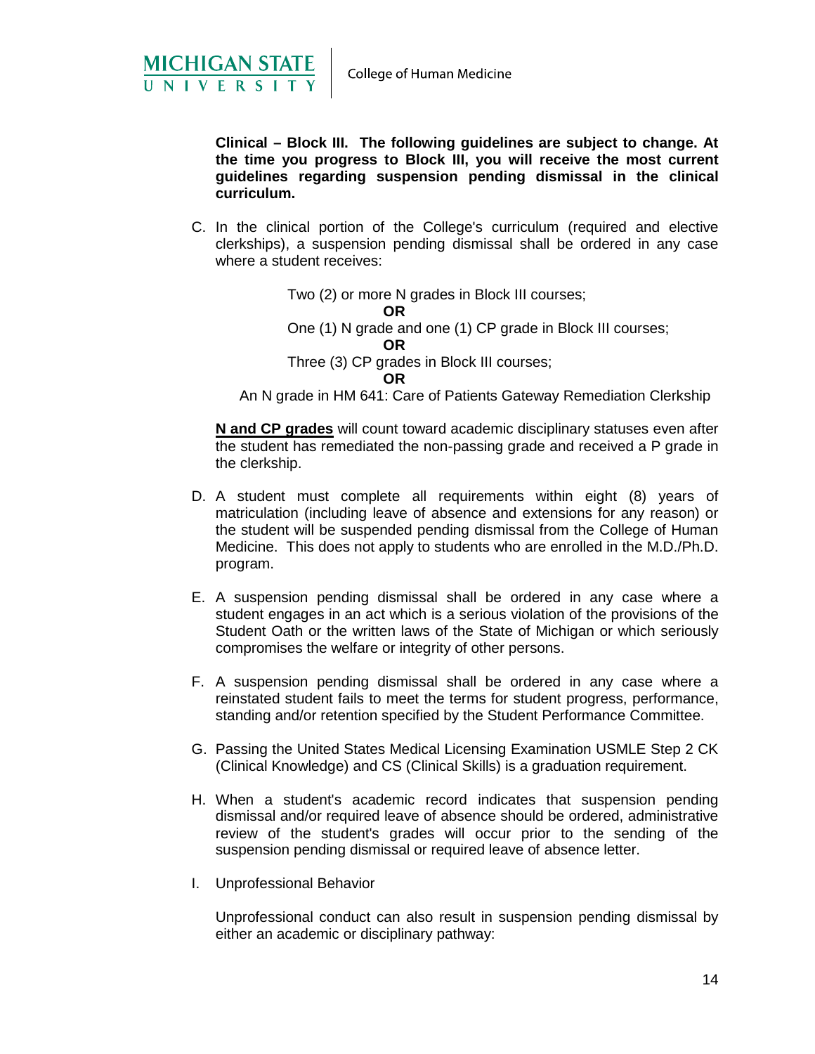**Clinical – Block III. The following guidelines are subject to change. At the time you progress to Block III, you will receive the most current guidelines regarding suspension pending dismissal in the clinical curriculum.**

C. In the clinical portion of the College's curriculum (required and elective clerkships), a suspension pending dismissal shall be ordered in any case where a student receives:

Two (2) or more N grades in Block III courses;

**OR**

One (1) N grade and one (1) CP grade in Block III courses;

**OR**

Three (3) CP grades in Block III courses;

**OR**

An N grade in HM 641: Care of Patients Gateway Remediation Clerkship

<u>**N and CP grades**</u> will count toward academic disciplinary statuses even after the student has remediated the non-passing grade and received a P grade in the clerkship.

D. A student must complete all requirements within eight (8) years of matriculation (including leave of absence and extensions for any reason) or the student will be suspended pending dismissal from the College of Human Medicine. This does not apply to students who are enrolled in the M.D./Ph.D. program.

E. A suspension pending dismissal shall be ordered in any case where a student engages in an act which is a serious violation of the provisions of the Student Oath or the written laws of the State of Michigan or which seriously compromises the welfare or integrity of other persons.

F. A suspension pending dismissal shall be ordered in any case where a reinstated student fails to meet the terms for student progress, performance, standing and/or retention specified by the Student Performance Committee.

G. Passing the United States Medical Licensing Examination USMLE Step 2 CK (Clinical Knowledge) and CS (Clinical Skills) is a graduation requirement.

H. When a student's academic record indicates that suspension pending dismissal and/or required leave of absence should be ordered, administrative review of the student's grades will occur prior to the sending of the suspension pending dismissal or required leave of absence letter.

I. Unprofessional Behavior

Unprofessional conduct can also result in suspension pending dismissal by either an academic or disciplinary pathway: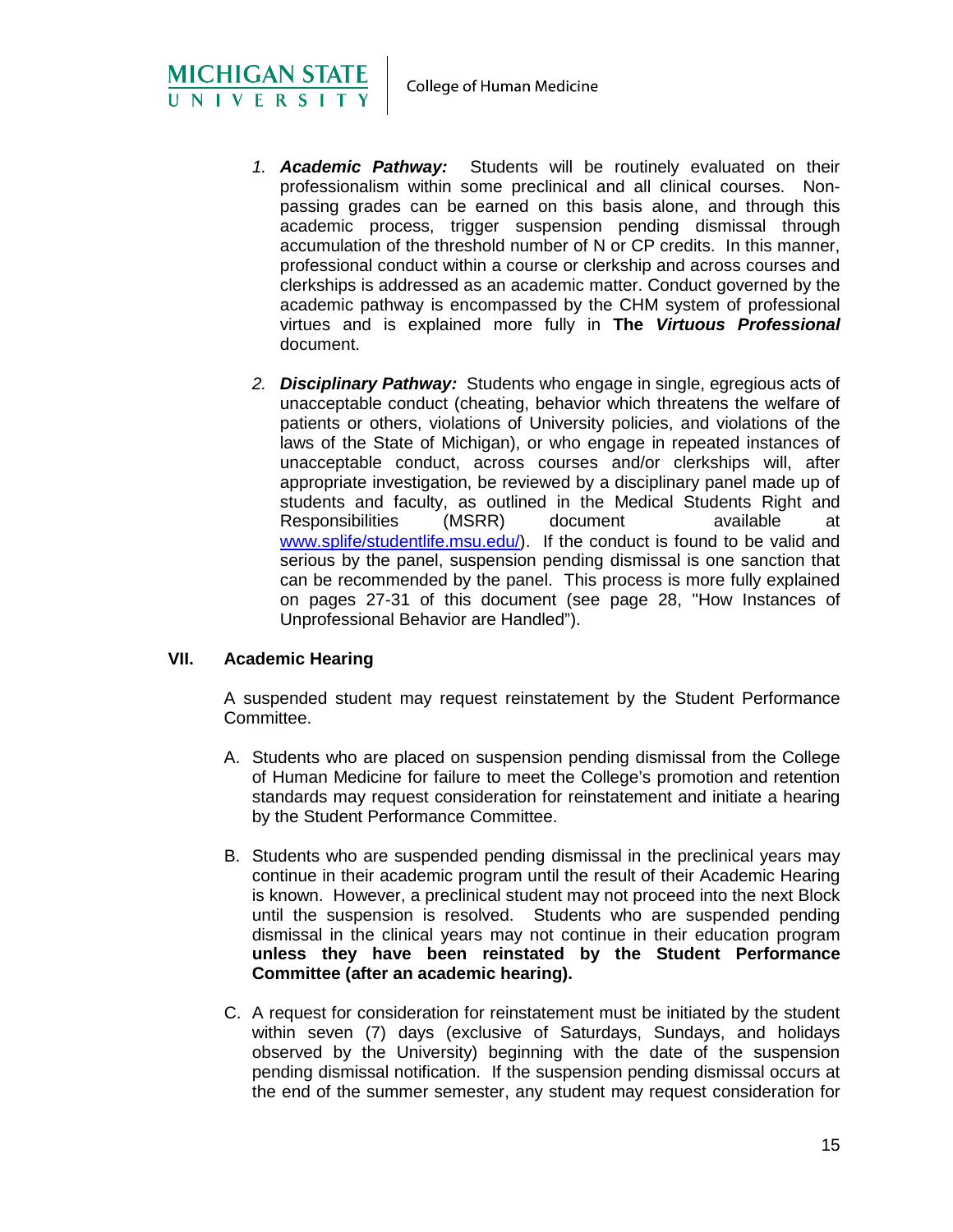1. ***Academic Pathway:*** Students will be routinely evaluated on their professionalism within some preclinical and all clinical courses. Non-passing grades can be earned on this basis alone, and through this academic process, trigger suspension pending dismissal through accumulation of the threshold number of N or CP credits. In this manner, professional conduct within a course or clerkship and across courses and clerkships is addressed as an academic matter. Conduct governed by the academic pathway is encompassed by the CHM system of professional virtues and is explained more fully in **The *Virtuous Professional*** document.

2. ***Disciplinary Pathway:*** Students who engage in single, egregious acts of unacceptable conduct (cheating, behavior which threatens the welfare of patients or others, violations of University policies, and violations of the laws of the State of Michigan), or who engage in repeated instances of unacceptable conduct, across courses and/or clerkships will, after appropriate investigation, be reviewed by a disciplinary panel made up of students and faculty, as outlined in the Medical Students Right and Responsibilities (MSRR) document available at www.splife/studentlife.msu.edu/). If the conduct is found to be valid and serious by the panel, suspension pending dismissal is one sanction that can be recommended by the panel. This process is more fully explained on pages 27-31 of this document (see page 28, "How Instances of Unprofessional Behavior are Handled").

## VII. Academic Hearing

A suspended student may request reinstatement by the Student Performance Committee.

A. Students who are placed on suspension pending dismissal from the College of Human Medicine for failure to meet the College's promotion and retention standards may request consideration for reinstatement and initiate a hearing by the Student Performance Committee.

B. Students who are suspended pending dismissal in the preclinical years may continue in their academic program until the result of their Academic Hearing is known. However, a preclinical student may not proceed into the next Block until the suspension is resolved. Students who are suspended pending dismissal in the clinical years may not continue in their education program **unless they have been reinstated by the Student Performance Committee (after an academic hearing).**

C. A request for consideration for reinstatement must be initiated by the student within seven (7) days (exclusive of Saturdays, Sundays, and holidays observed by the University) beginning with the date of the suspension pending dismissal notification. If the suspension pending dismissal occurs at the end of the summer semester, any student may request consideration for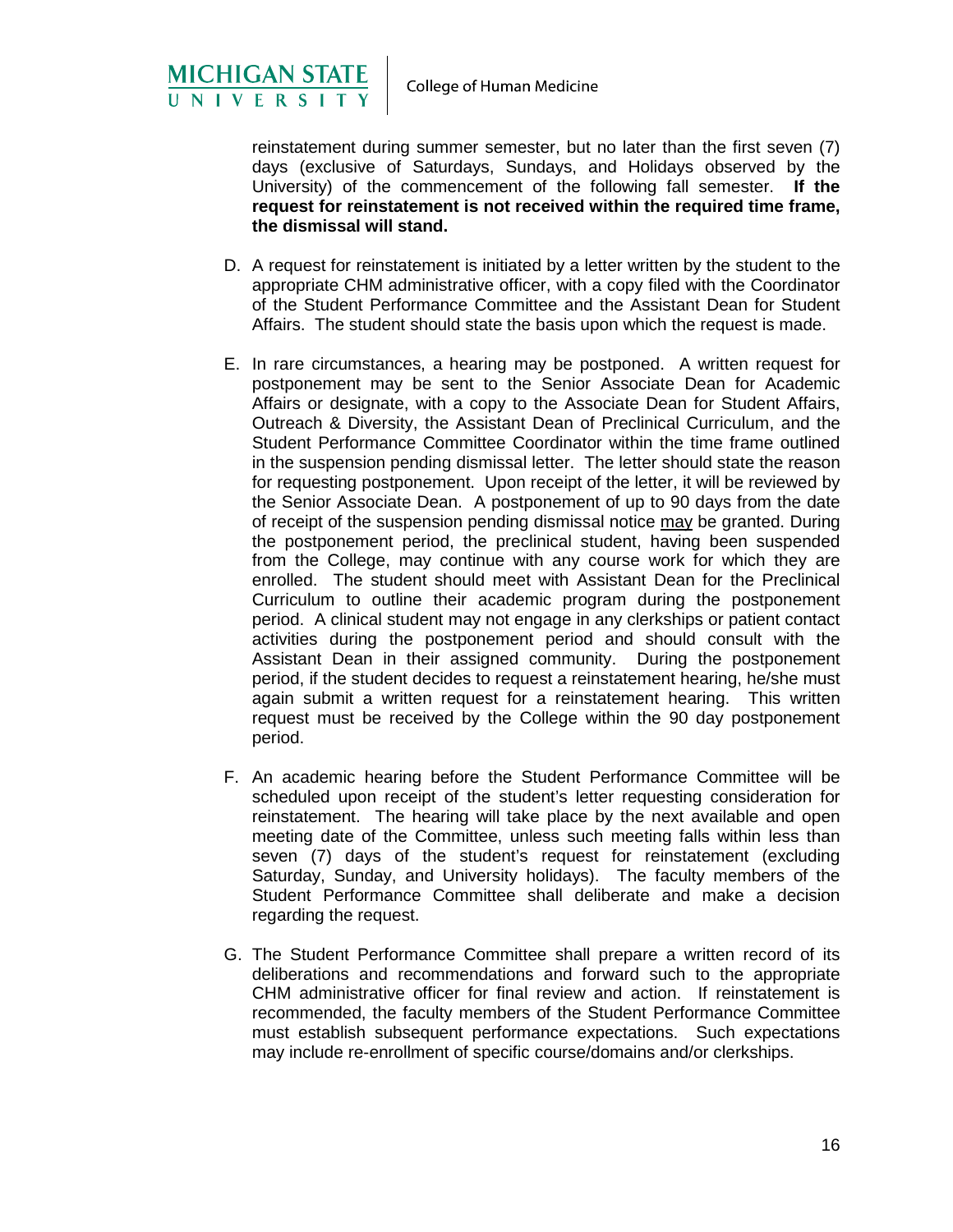reinstatement during summer semester, but no later than the first seven (7) days (exclusive of Saturdays, Sundays, and Holidays observed by the University) of the commencement of the following fall semester. **If the request for reinstatement is not received within the required time frame, the dismissal will stand.**

D. A request for reinstatement is initiated by a letter written by the student to the appropriate CHM administrative officer, with a copy filed with the Coordinator of the Student Performance Committee and the Assistant Dean for Student Affairs. The student should state the basis upon which the request is made.

E. In rare circumstances, a hearing may be postponed. A written request for postponement may be sent to the Senior Associate Dean for Academic Affairs or designate, with a copy to the Associate Dean for Student Affairs, Outreach & Diversity, the Assistant Dean of Preclinical Curriculum, and the Student Performance Committee Coordinator within the time frame outlined in the suspension pending dismissal letter. The letter should state the reason for requesting postponement. Upon receipt of the letter, it will be reviewed by the Senior Associate Dean. A postponement of up to 90 days from the date of receipt of the suspension pending dismissal notice <u>may</u> be granted. During the postponement period, the preclinical student, having been suspended from the College, may continue with any course work for which they are enrolled. The student should meet with Assistant Dean for the Preclinical Curriculum to outline their academic program during the postponement period. A clinical student may not engage in any clerkships or patient contact activities during the postponement period and should consult with the Assistant Dean in their assigned community. During the postponement period, if the student decides to request a reinstatement hearing, he/she must again submit a written request for a reinstatement hearing. This written request must be received by the College within the 90 day postponement period.

F. An academic hearing before the Student Performance Committee will be scheduled upon receipt of the student's letter requesting consideration for reinstatement. The hearing will take place by the next available and open meeting date of the Committee, unless such meeting falls within less than seven (7) days of the student's request for reinstatement (excluding Saturday, Sunday, and University holidays). The faculty members of the Student Performance Committee shall deliberate and make a decision regarding the request.

G. The Student Performance Committee shall prepare a written record of its deliberations and recommendations and forward such to the appropriate CHM administrative officer for final review and action. If reinstatement is recommended, the faculty members of the Student Performance Committee must establish subsequent performance expectations. Such expectations may include re-enrollment of specific course/domains and/or clerkships.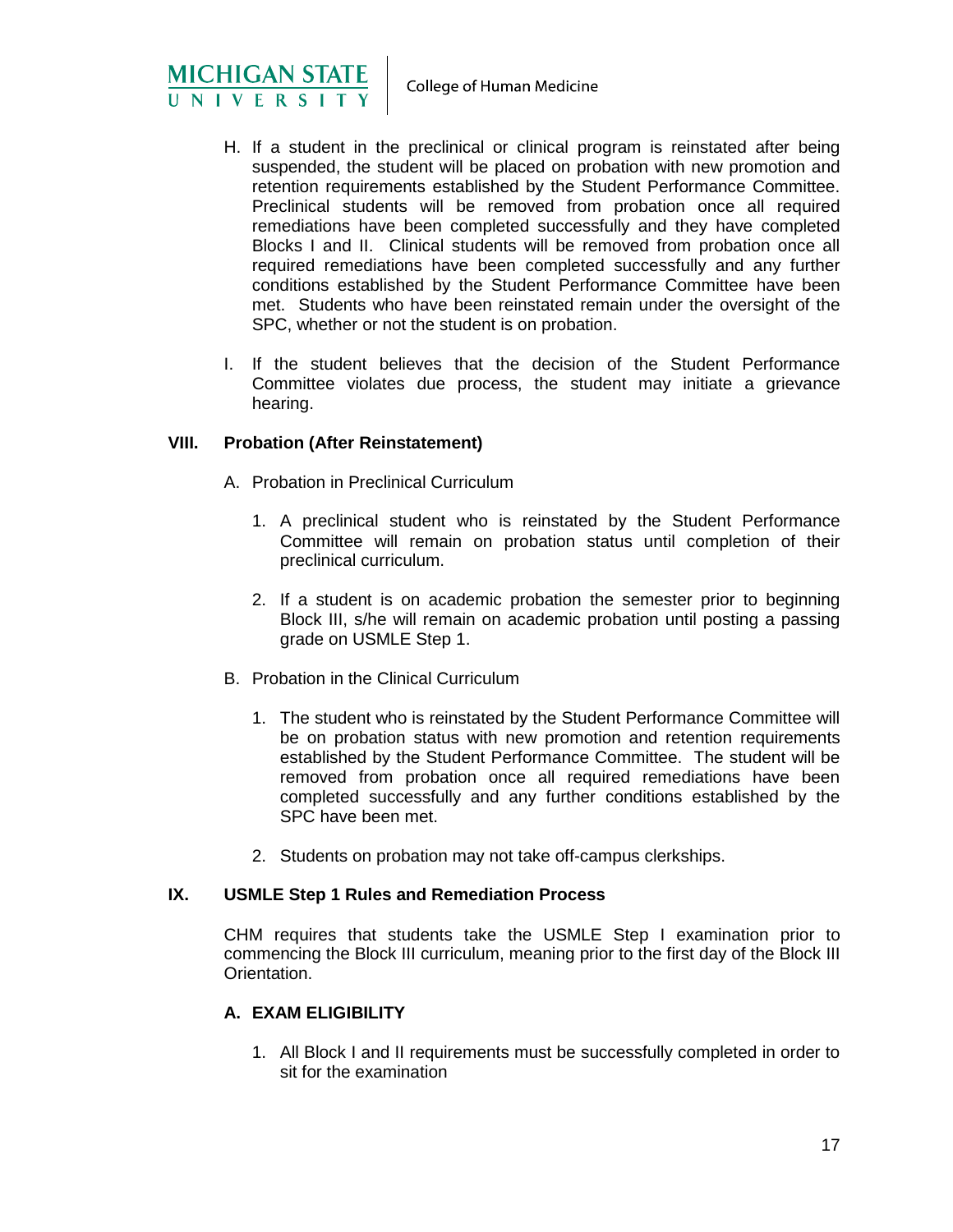H. If a student in the preclinical or clinical program is reinstated after being suspended, the student will be placed on probation with new promotion and retention requirements established by the Student Performance Committee. Preclinical students will be removed from probation once all required remediations have been completed successfully and they have completed Blocks I and II. Clinical students will be removed from probation once all required remediations have been completed successfully and any further conditions established by the Student Performance Committee have been met. Students who have been reinstated remain under the oversight of the SPC, whether or not the student is on probation.

I. If the student believes that the decision of the Student Performance Committee violates due process, the student may initiate a grievance hearing.

## VIII. Probation (After Reinstatement)

A. Probation in Preclinical Curriculum

1. A preclinical student who is reinstated by the Student Performance Committee will remain on probation status until completion of their preclinical curriculum.

2. If a student is on academic probation the semester prior to beginning Block III, s/he will remain on academic probation until posting a passing grade on USMLE Step 1.

B. Probation in the Clinical Curriculum

1. The student who is reinstated by the Student Performance Committee will be on probation status with new promotion and retention requirements established by the Student Performance Committee. The student will be removed from probation once all required remediations have been completed successfully and any further conditions established by the SPC have been met.

2. Students on probation may not take off-campus clerkships.

## IX. USMLE Step 1 Rules and Remediation Process

CHM requires that students take the USMLE Step I examination prior to commencing the Block III curriculum, meaning prior to the first day of the Block III Orientation.

### A. EXAM ELIGIBILITY

1. All Block I and II requirements must be successfully completed in order to sit for the examination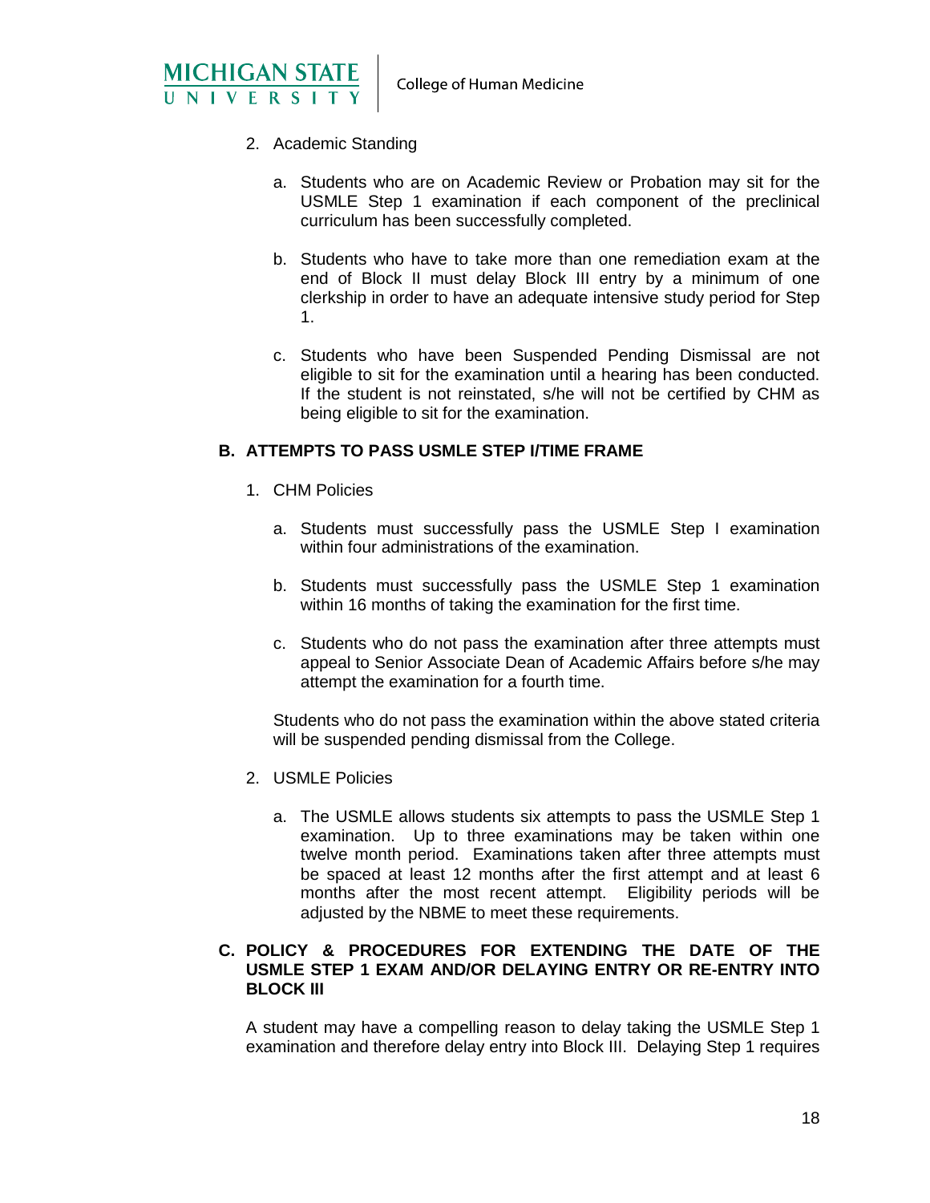2. Academic Standing

   a. Students who are on Academic Review or Probation may sit for the USMLE Step 1 examination if each component of the preclinical curriculum has been successfully completed.

   b. Students who have to take more than one remediation exam at the end of Block II must delay Block III entry by a minimum of one clerkship in order to have an adequate intensive study period for Step 1.

   c. Students who have been Suspended Pending Dismissal are not eligible to sit for the examination until a hearing has been conducted. If the student is not reinstated, s/he will not be certified by CHM as being eligible to sit for the examination.

### B. ATTEMPTS TO PASS USMLE STEP I/TIME FRAME

1. CHM Policies

   a. Students must successfully pass the USMLE Step I examination within four administrations of the examination.

   b. Students must successfully pass the USMLE Step 1 examination within 16 months of taking the examination for the first time.

   c. Students who do not pass the examination after three attempts must appeal to Senior Associate Dean of Academic Affairs before s/he may attempt the examination for a fourth time.

   Students who do not pass the examination within the above stated criteria will be suspended pending dismissal from the College.

2. USMLE Policies

   a. The USMLE allows students six attempts to pass the USMLE Step 1 examination. Up to three examinations may be taken within one twelve month period. Examinations taken after three attempts must be spaced at least 12 months after the first attempt and at least 6 months after the most recent attempt. Eligibility periods will be adjusted by the NBME to meet these requirements.

### C. POLICY & PROCEDURES FOR EXTENDING THE DATE OF THE USMLE STEP 1 EXAM AND/OR DELAYING ENTRY OR RE-ENTRY INTO BLOCK III

A student may have a compelling reason to delay taking the USMLE Step 1 examination and therefore delay entry into Block III. Delaying Step 1 requires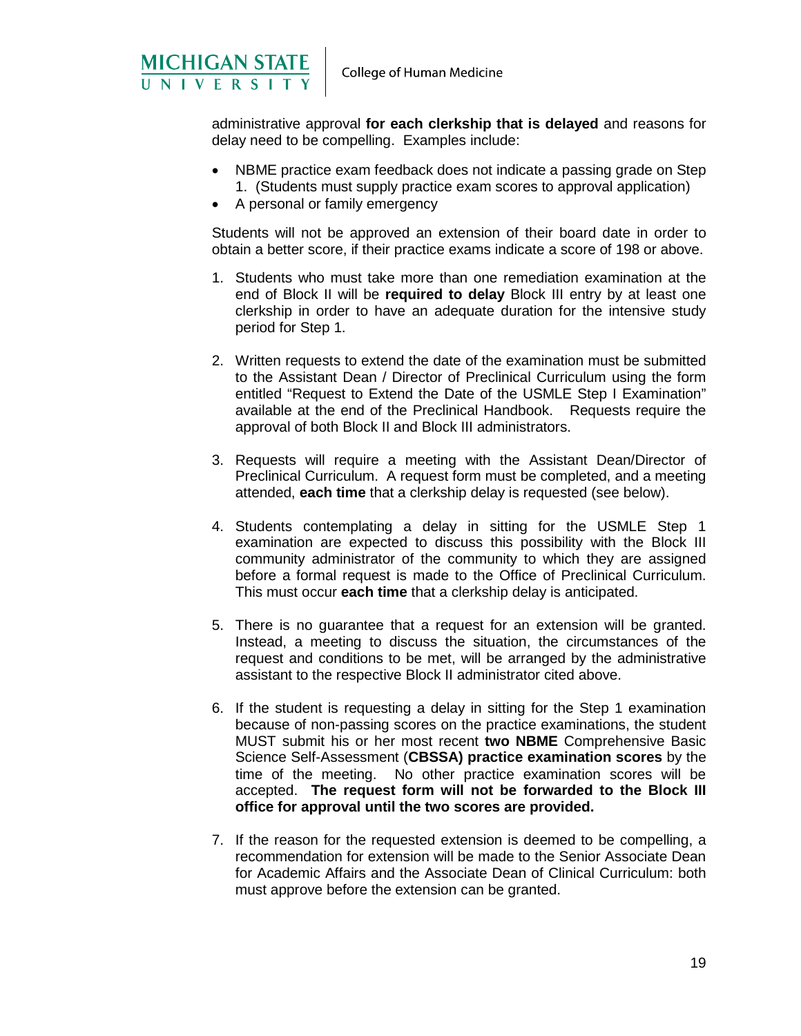administrative approval **for each clerkship that is delayed** and reasons for delay need to be compelling. Examples include:

- NBME practice exam feedback does not indicate a passing grade on Step 1. (Students must supply practice exam scores to approval application)
- A personal or family emergency

Students will not be approved an extension of their board date in order to obtain a better score, if their practice exams indicate a score of 198 or above.

1. Students who must take more than one remediation examination at the end of Block II will be **required to delay** Block III entry by at least one clerkship in order to have an adequate duration for the intensive study period for Step 1.

2. Written requests to extend the date of the examination must be submitted to the Assistant Dean / Director of Preclinical Curriculum using the form entitled "Request to Extend the Date of the USMLE Step I Examination" available at the end of the Preclinical Handbook. Requests require the approval of both Block II and Block III administrators.

3. Requests will require a meeting with the Assistant Dean/Director of Preclinical Curriculum. A request form must be completed, and a meeting attended, **each time** that a clerkship delay is requested (see below).

4. Students contemplating a delay in sitting for the USMLE Step 1 examination are expected to discuss this possibility with the Block III community administrator of the community to which they are assigned before a formal request is made to the Office of Preclinical Curriculum. This must occur **each time** that a clerkship delay is anticipated.

5. There is no guarantee that a request for an extension will be granted. Instead, a meeting to discuss the situation, the circumstances of the request and conditions to be met, will be arranged by the administrative assistant to the respective Block II administrator cited above.

6. If the student is requesting a delay in sitting for the Step 1 examination because of non-passing scores on the practice examinations, the student MUST submit his or her most recent **two NBME** Comprehensive Basic Science Self-Assessment (**CBSSA) practice examination scores** by the time of the meeting. No other practice examination scores will be accepted. **The request form will not be forwarded to the Block III office for approval until the two scores are provided.**

7. If the reason for the requested extension is deemed to be compelling, a recommendation for extension will be made to the Senior Associate Dean for Academic Affairs and the Associate Dean of Clinical Curriculum: both must approve before the extension can be granted.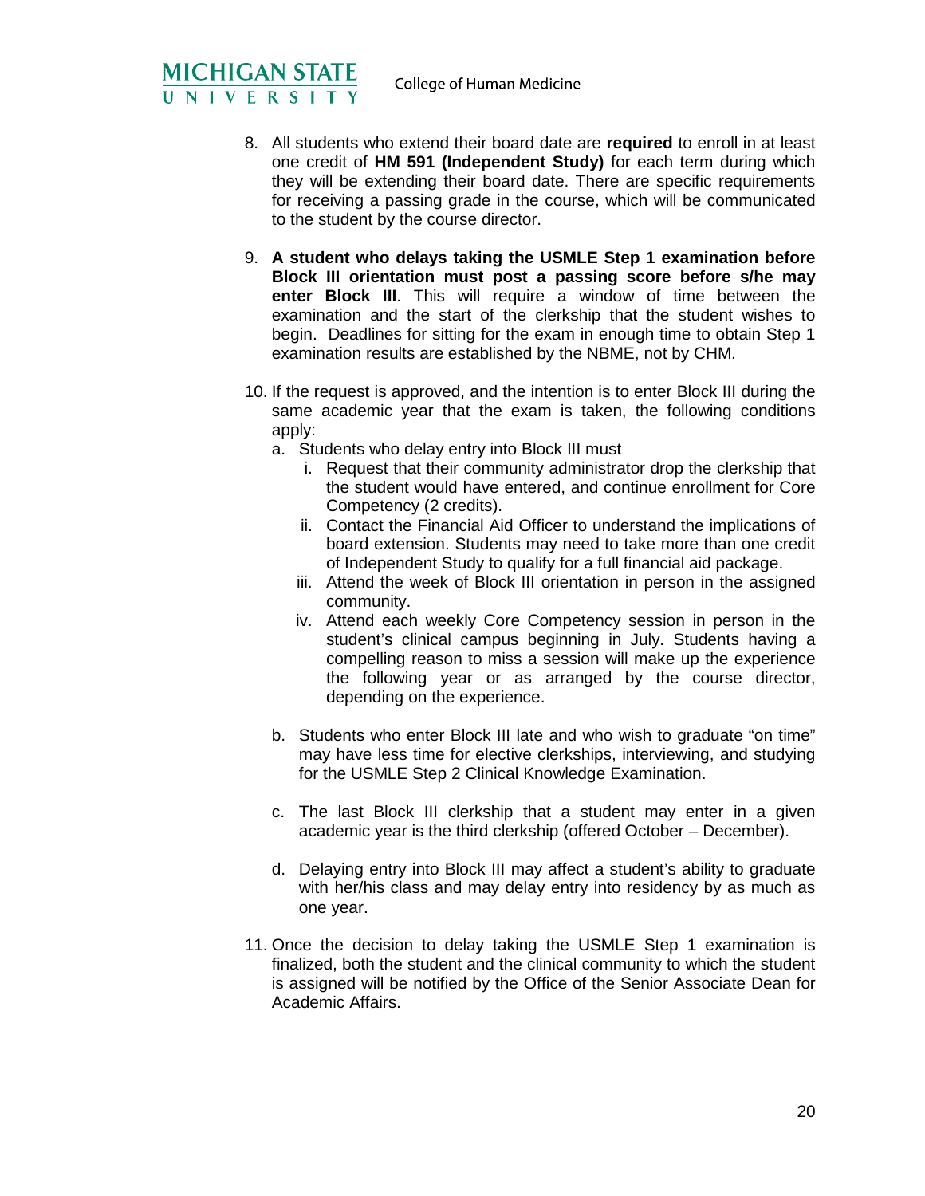8. All students who extend their board date are **required** to enroll in at least one credit of **HM 591 (Independent Study)** for each term during which they will be extending their board date. There are specific requirements for receiving a passing grade in the course, which will be communicated to the student by the course director.

9. **A student who delays taking the USMLE Step 1 examination before Block III orientation must post a passing score before s/he may enter Block III**. This will require a window of time between the examination and the start of the clerkship that the student wishes to begin. Deadlines for sitting for the exam in enough time to obtain Step 1 examination results are established by the NBME, not by CHM.

10. If the request is approved, and the intention is to enter Block III during the same academic year that the exam is taken, the following conditions apply:
    a. Students who delay entry into Block III must
        i. Request that their community administrator drop the clerkship that the student would have entered, and continue enrollment for Core Competency (2 credits).
        ii. Contact the Financial Aid Officer to understand the implications of board extension. Students may need to take more than one credit of Independent Study to qualify for a full financial aid package.
        iii. Attend the week of Block III orientation in person in the assigned community.
        iv. Attend each weekly Core Competency session in person in the student's clinical campus beginning in July. Students having a compelling reason to miss a session will make up the experience the following year or as arranged by the course director, depending on the experience.

    b. Students who enter Block III late and who wish to graduate "on time" may have less time for elective clerkships, interviewing, and studying for the USMLE Step 2 Clinical Knowledge Examination.

    c. The last Block III clerkship that a student may enter in a given academic year is the third clerkship (offered October – December).

    d. Delaying entry into Block III may affect a student's ability to graduate with her/his class and may delay entry into residency by as much as one year.

11. Once the decision to delay taking the USMLE Step 1 examination is finalized, both the student and the clinical community to which the student is assigned will be notified by the Office of the Senior Associate Dean for Academic Affairs.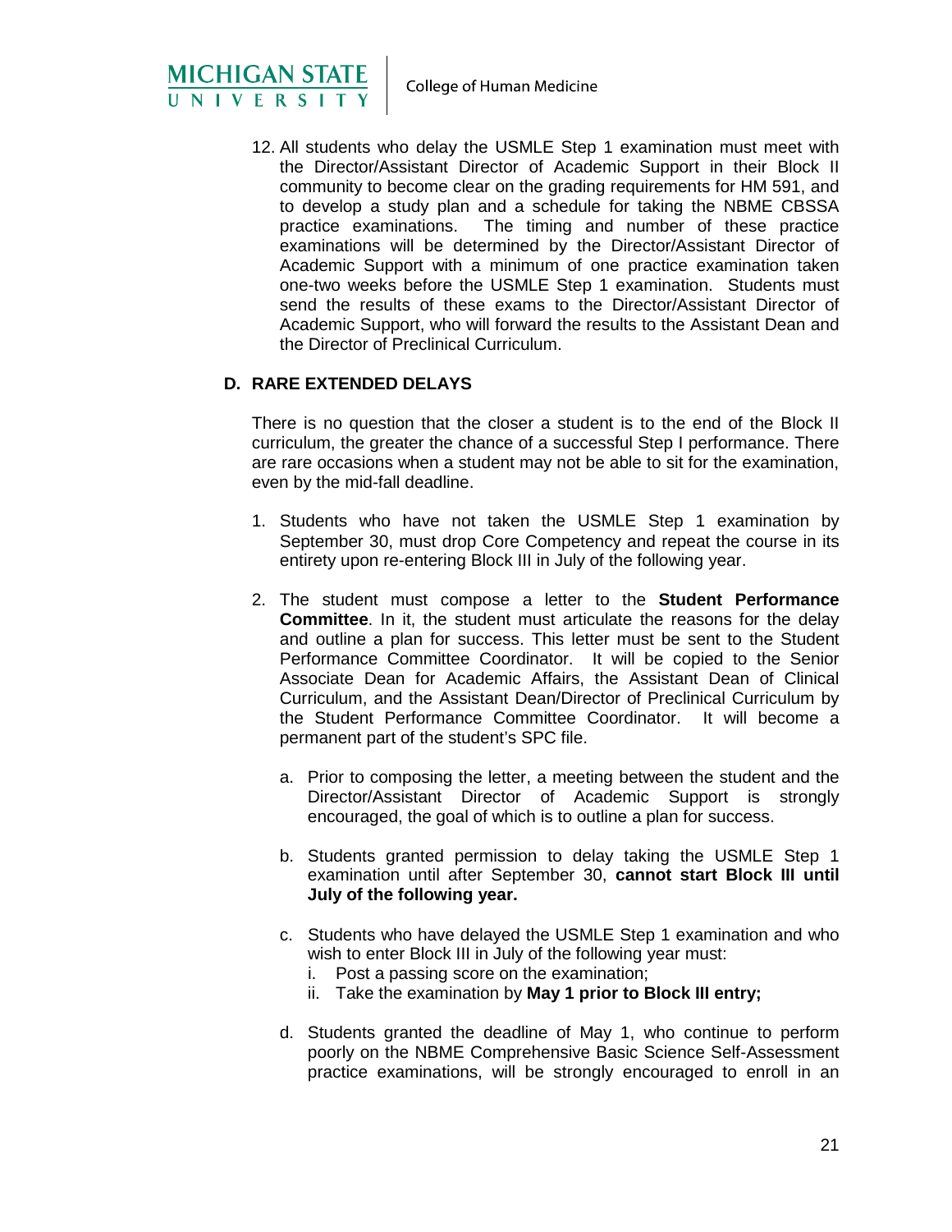12. All students who delay the USMLE Step 1 examination must meet with the Director/Assistant Director of Academic Support in their Block II community to become clear on the grading requirements for HM 591, and to develop a study plan and a schedule for taking the NBME CBSSA practice examinations. The timing and number of these practice examinations will be determined by the Director/Assistant Director of Academic Support with a minimum of one practice examination taken one-two weeks before the USMLE Step 1 examination. Students must send the results of these exams to the Director/Assistant Director of Academic Support, who will forward the results to the Assistant Dean and the Director of Preclinical Curriculum.

### D. RARE EXTENDED DELAYS

There is no question that the closer a student is to the end of the Block II curriculum, the greater the chance of a successful Step I performance. There are rare occasions when a student may not be able to sit for the examination, even by the mid-fall deadline.

1. Students who have not taken the USMLE Step 1 examination by September 30, must drop Core Competency and repeat the course in its entirety upon re-entering Block III in July of the following year.

2. The student must compose a letter to the **Student Performance Committee**. In it, the student must articulate the reasons for the delay and outline a plan for success. This letter must be sent to the Student Performance Committee Coordinator. It will be copied to the Senior Associate Dean for Academic Affairs, the Assistant Dean of Clinical Curriculum, and the Assistant Dean/Director of Preclinical Curriculum by the Student Performance Committee Coordinator. It will become a permanent part of the student's SPC file.

   a. Prior to composing the letter, a meeting between the student and the Director/Assistant Director of Academic Support is strongly encouraged, the goal of which is to outline a plan for success.

   b. Students granted permission to delay taking the USMLE Step 1 examination until after September 30, **cannot start Block III until July of the following year.**

   c. Students who have delayed the USMLE Step 1 examination and who wish to enter Block III in July of the following year must:
      i. Post a passing score on the examination;
      ii. Take the examination by **May 1 prior to Block III entry;**

   d. Students granted the deadline of May 1, who continue to perform poorly on the NBME Comprehensive Basic Science Self-Assessment practice examinations, will be strongly encouraged to enroll in an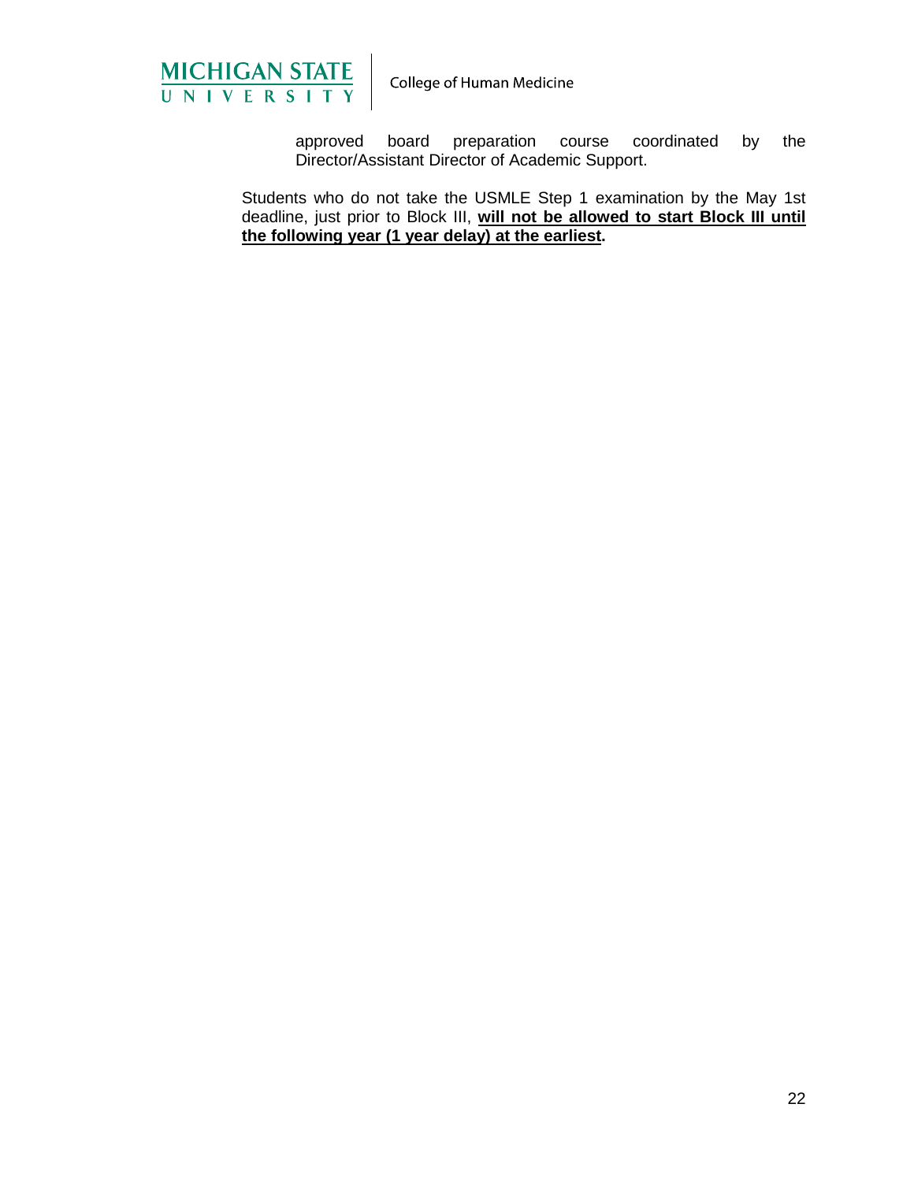approved board preparation course coordinated by the Director/Assistant Director of Academic Support.

Students who do not take the USMLE Step 1 examination by the May 1st deadline, just prior to Block III, **will not be allowed to start Block III until the following year (1 year delay) at the earliest.**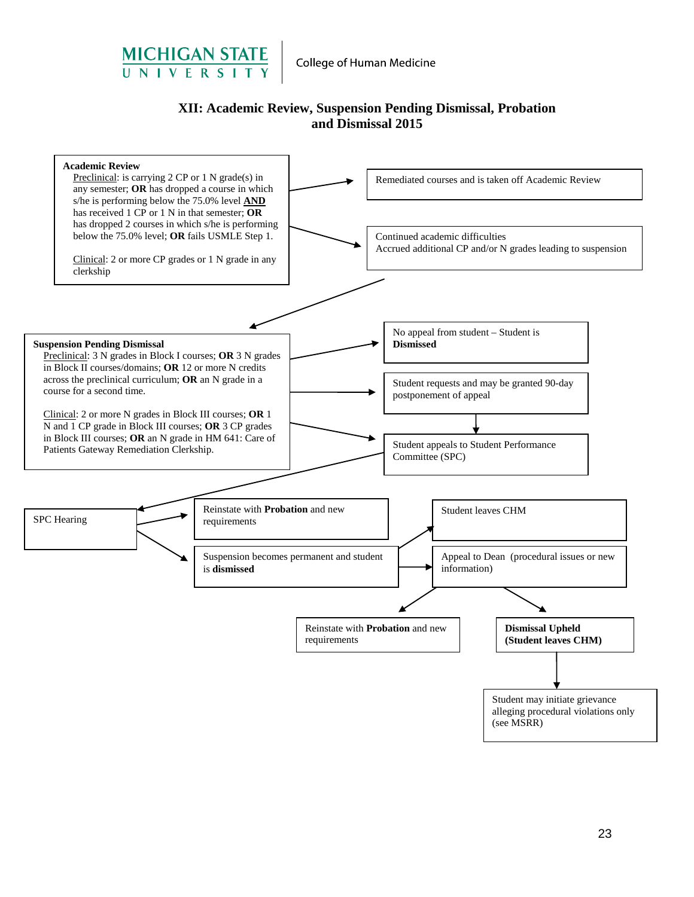# XII: Academic Review, Suspension Pending Dismissal, Probation and Dismissal 2015

**Academic Review**

Preclinical: is carrying 2 CP or 1 N grade(s) in any semester; **OR** has dropped a course in which s/he is performing below the 75.0% level **AND** has received 1 CP or 1 N in that semester; **OR** has dropped 2 courses in which s/he is performing below the 75.0% level; **OR** fails USMLE Step 1.

Clinical: 2 or more CP grades or 1 N grade in any clerkship

→ Remediated courses and is taken off Academic Review

→ Continued academic difficulties
Accrued additional CP and/or N grades leading to suspension

→ **Suspension Pending Dismissal**

Preclinical: 3 N grades in Block I courses; **OR** 3 N grades in Block II courses/domains; **OR** 12 or more N credits across the preclinical curriculum; **OR** an N grade in a course for a second time.

Clinical: 2 or more N grades in Block III courses; **OR** 1 N and 1 CP grade in Block III courses; **OR** 3 CP grades in Block III courses; **OR** an N grade in HM 641: Care of Patients Gateway Remediation Clerkship.

→ No appeal from student – Student is **Dismissed**

→ Student requests and may be granted 90-day postponement of appeal → Student appeals to Student Performance Committee (SPC)

→ Student appeals to Student Performance Committee (SPC) → SPC Hearing

SPC Hearing

→ Reinstate with **Probation** and new requirements

→ Suspension becomes permanent and student is **dismissed**
  → Student leaves CHM
  → Appeal to Dean (procedural issues or new information)
    → Reinstate with **Probation** and new requirements
    → **Dismissal Upheld (Student leaves CHM)** → Student may initiate grievance alleging procedural violations only (see MSRR)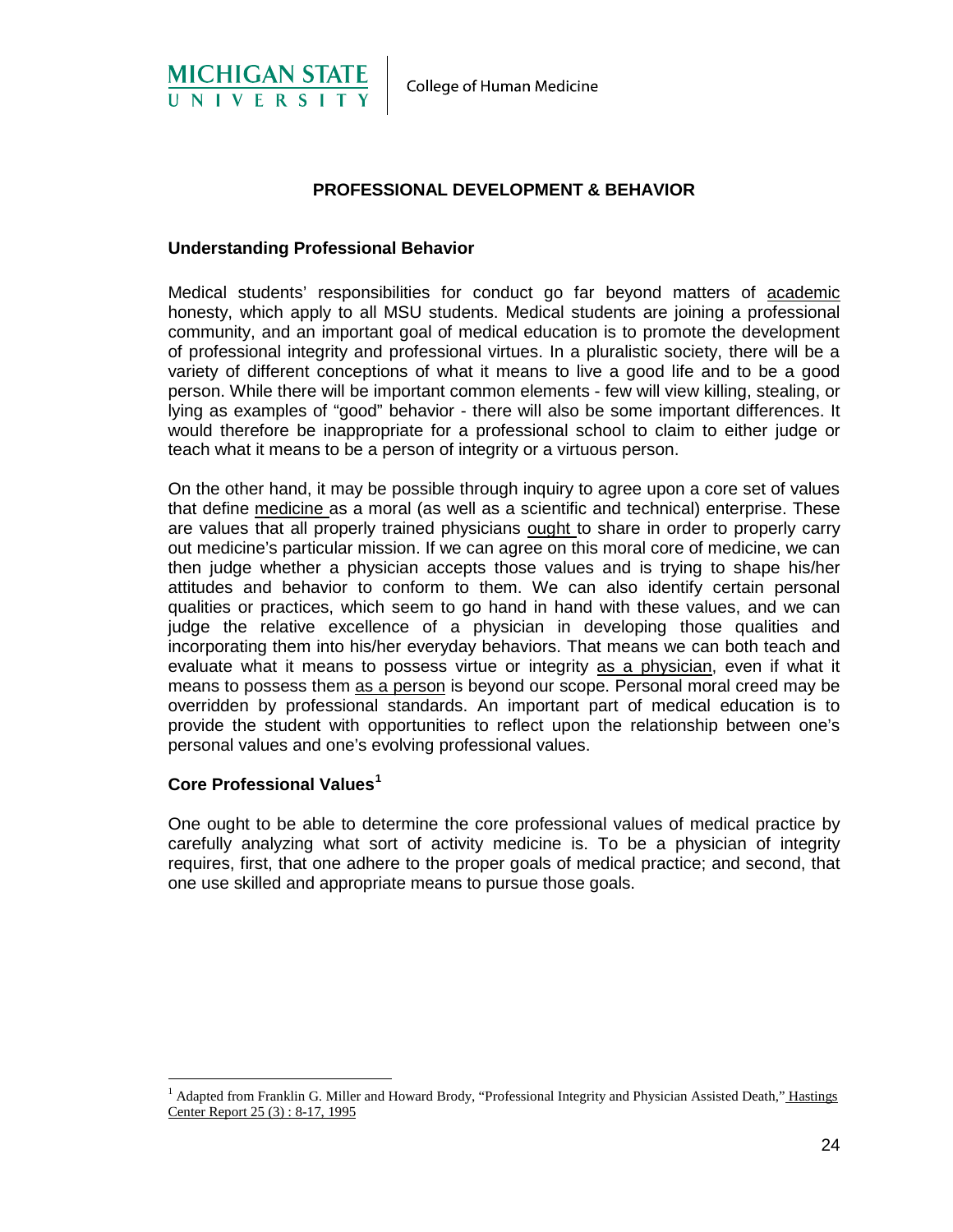**MICHIGAN STATE UNIVERSITY** | College of Human Medicine

## PROFESSIONAL DEVELOPMENT & BEHAVIOR

### Understanding Professional Behavior

Medical students' responsibilities for conduct go far beyond matters of academic honesty, which apply to all MSU students. Medical students are joining a professional community, and an important goal of medical education is to promote the development of professional integrity and professional virtues. In a pluralistic society, there will be a variety of different conceptions of what it means to live a good life and to be a good person. While there will be important common elements - few will view killing, stealing, or lying as examples of "good" behavior - there will also be some important differences. It would therefore be inappropriate for a professional school to claim to either judge or teach what it means to be a person of integrity or a virtuous person.

On the other hand, it may be possible through inquiry to agree upon a core set of values that define medicine as a moral (as well as a scientific and technical) enterprise. These are values that all properly trained physicians ought to share in order to properly carry out medicine's particular mission. If we can agree on this moral core of medicine, we can then judge whether a physician accepts those values and is trying to shape his/her attitudes and behavior to conform to them. We can also identify certain personal qualities or practices, which seem to go hand in hand with these values, and we can judge the relative excellence of a physician in developing those qualities and incorporating them into his/her everyday behaviors. That means we can both teach and evaluate what it means to possess virtue or integrity as a physician, even if what it means to possess them as a person is beyond our scope. Personal moral creed may be overridden by professional standards. An important part of medical education is to provide the student with opportunities to reflect upon the relationship between one's personal values and one's evolving professional values.

### Core Professional Values[1]

One ought to be able to determine the core professional values of medical practice by carefully analyzing what sort of activity medicine is. To be a physician of integrity requires, first, that one adhere to the proper goals of medical practice; and second, that one use skilled and appropriate means to pursue those goals.

---

[1] Adapted from Franklin G. Miller and Howard Brody, "Professional Integrity and Physician Assisted Death," Hastings Center Report 25 (3) : 8-17, 1995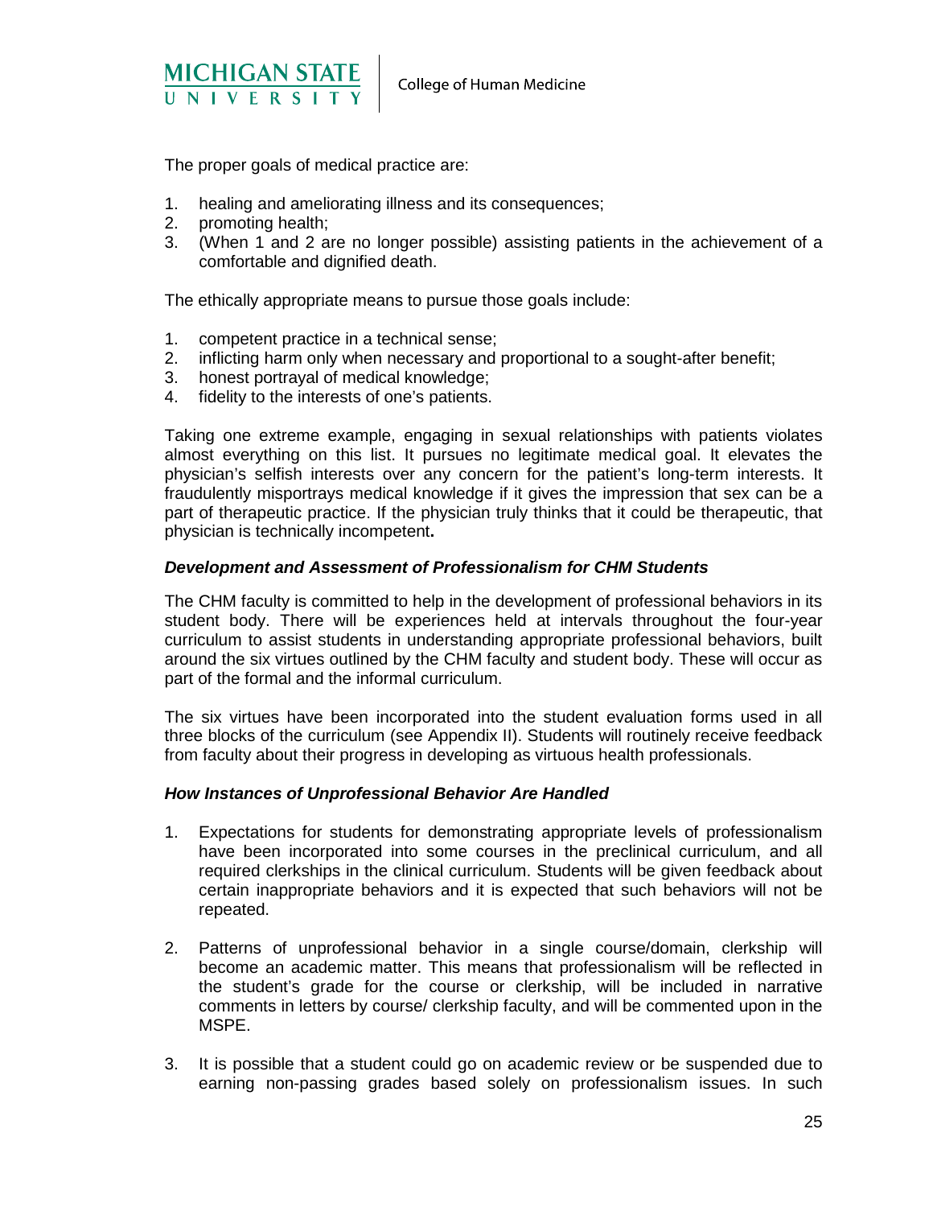The proper goals of medical practice are:

1. healing and ameliorating illness and its consequences;
2. promoting health;
3. (When 1 and 2 are no longer possible) assisting patients in the achievement of a comfortable and dignified death.

The ethically appropriate means to pursue those goals include:

1. competent practice in a technical sense;
2. inflicting harm only when necessary and proportional to a sought-after benefit;
3. honest portrayal of medical knowledge;
4. fidelity to the interests of one's patients.

Taking one extreme example, engaging in sexual relationships with patients violates almost everything on this list. It pursues no legitimate medical goal. It elevates the physician's selfish interests over any concern for the patient's long-term interests. It fraudulently misportrays medical knowledge if it gives the impression that sex can be a part of therapeutic practice. If the physician truly thinks that it could be therapeutic, that physician is technically incompetent**.**

### *Development and Assessment of Professionalism for CHM Students*

The CHM faculty is committed to help in the development of professional behaviors in its student body. There will be experiences held at intervals throughout the four-year curriculum to assist students in understanding appropriate professional behaviors, built around the six virtues outlined by the CHM faculty and student body. These will occur as part of the formal and the informal curriculum.

The six virtues have been incorporated into the student evaluation forms used in all three blocks of the curriculum (see Appendix II). Students will routinely receive feedback from faculty about their progress in developing as virtuous health professionals.

### *How Instances of Unprofessional Behavior Are Handled*

1. Expectations for students for demonstrating appropriate levels of professionalism have been incorporated into some courses in the preclinical curriculum, and all required clerkships in the clinical curriculum. Students will be given feedback about certain inappropriate behaviors and it is expected that such behaviors will not be repeated.

2. Patterns of unprofessional behavior in a single course/domain, clerkship will become an academic matter. This means that professionalism will be reflected in the student's grade for the course or clerkship, will be included in narrative comments in letters by course/ clerkship faculty, and will be commented upon in the MSPE.

3. It is possible that a student could go on academic review or be suspended due to earning non-passing grades based solely on professionalism issues. In such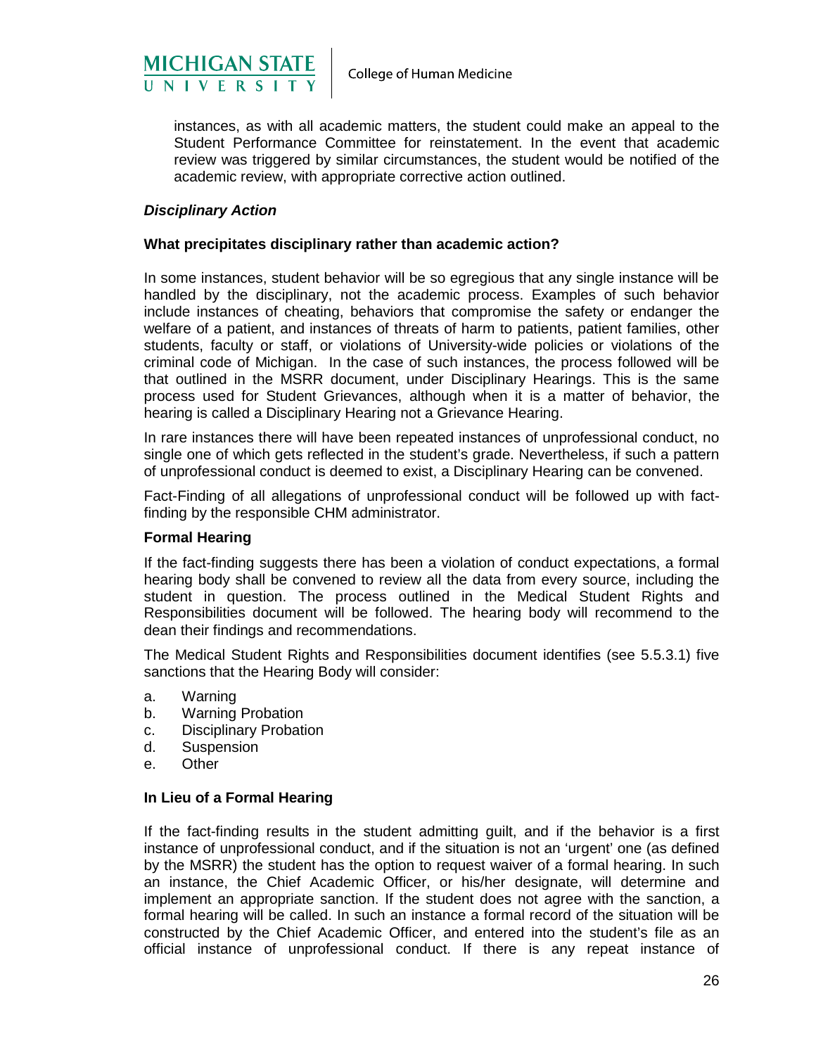instances, as with all academic matters, the student could make an appeal to the Student Performance Committee for reinstatement. In the event that academic review was triggered by similar circumstances, the student would be notified of the academic review, with appropriate corrective action outlined.

### *Disciplinary Action*

**What precipitates disciplinary rather than academic action?**

In some instances, student behavior will be so egregious that any single instance will be handled by the disciplinary, not the academic process. Examples of such behavior include instances of cheating, behaviors that compromise the safety or endanger the welfare of a patient, and instances of threats of harm to patients, patient families, other students, faculty or staff, or violations of University-wide policies or violations of the criminal code of Michigan. In the case of such instances, the process followed will be that outlined in the MSRR document, under Disciplinary Hearings. This is the same process used for Student Grievances, although when it is a matter of behavior, the hearing is called a Disciplinary Hearing not a Grievance Hearing.

In rare instances there will have been repeated instances of unprofessional conduct, no single one of which gets reflected in the student's grade. Nevertheless, if such a pattern of unprofessional conduct is deemed to exist, a Disciplinary Hearing can be convened.

Fact-Finding of all allegations of unprofessional conduct will be followed up with fact-finding by the responsible CHM administrator.

**Formal Hearing**

If the fact-finding suggests there has been a violation of conduct expectations, a formal hearing body shall be convened to review all the data from every source, including the student in question. The process outlined in the Medical Student Rights and Responsibilities document will be followed. The hearing body will recommend to the dean their findings and recommendations.

The Medical Student Rights and Responsibilities document identifies (see 5.5.3.1) five sanctions that the Hearing Body will consider:

a. Warning
b. Warning Probation
c. Disciplinary Probation
d. Suspension
e. Other

**In Lieu of a Formal Hearing**

If the fact-finding results in the student admitting guilt, and if the behavior is a first instance of unprofessional conduct, and if the situation is not an 'urgent' one (as defined by the MSRR) the student has the option to request waiver of a formal hearing. In such an instance, the Chief Academic Officer, or his/her designate, will determine and implement an appropriate sanction. If the student does not agree with the sanction, a formal hearing will be called. In such an instance a formal record of the situation will be constructed by the Chief Academic Officer, and entered into the student's file as an official instance of unprofessional conduct. If there is any repeat instance of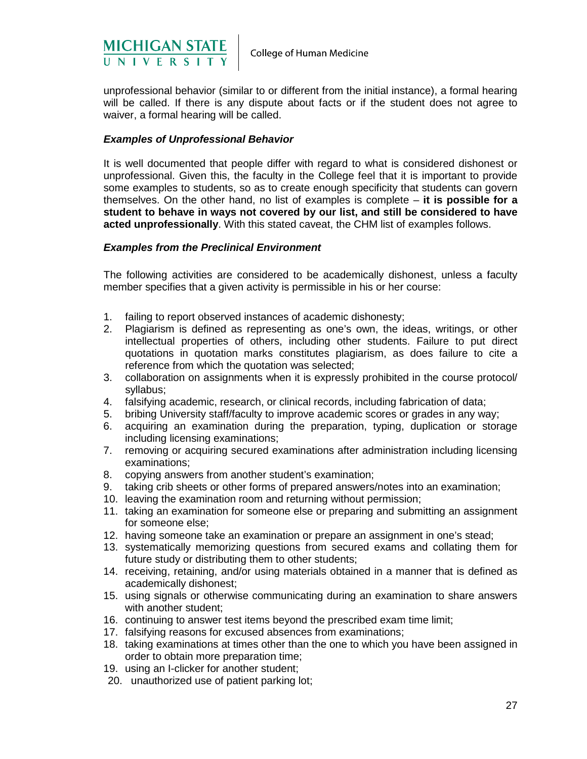unprofessional behavior (similar to or different from the initial instance), a formal hearing will be called. If there is any dispute about facts or if the student does not agree to waiver, a formal hearing will be called.

### *Examples of Unprofessional Behavior*

It is well documented that people differ with regard to what is considered dishonest or unprofessional. Given this, the faculty in the College feel that it is important to provide some examples to students, so as to create enough specificity that students can govern themselves. On the other hand, no list of examples is complete – **it is possible for a student to behave in ways not covered by our list, and still be considered to have acted unprofessionally**. With this stated caveat, the CHM list of examples follows.

### *Examples from the Preclinical Environment*

The following activities are considered to be academically dishonest, unless a faculty member specifies that a given activity is permissible in his or her course:

1. failing to report observed instances of academic dishonesty;
2. Plagiarism is defined as representing as one's own, the ideas, writings, or other intellectual properties of others, including other students. Failure to put direct quotations in quotation marks constitutes plagiarism, as does failure to cite a reference from which the quotation was selected;
3. collaboration on assignments when it is expressly prohibited in the course protocol/ syllabus;
4. falsifying academic, research, or clinical records, including fabrication of data;
5. bribing University staff/faculty to improve academic scores or grades in any way;
6. acquiring an examination during the preparation, typing, duplication or storage including licensing examinations;
7. removing or acquiring secured examinations after administration including licensing examinations;
8. copying answers from another student's examination;
9. taking crib sheets or other forms of prepared answers/notes into an examination;
10. leaving the examination room and returning without permission;
11. taking an examination for someone else or preparing and submitting an assignment for someone else;
12. having someone take an examination or prepare an assignment in one's stead;
13. systematically memorizing questions from secured exams and collating them for future study or distributing them to other students;
14. receiving, retaining, and/or using materials obtained in a manner that is defined as academically dishonest;
15. using signals or otherwise communicating during an examination to share answers with another student;
16. continuing to answer test items beyond the prescribed exam time limit;
17. falsifying reasons for excused absences from examinations;
18. taking examinations at times other than the one to which you have been assigned in order to obtain more preparation time;
19. using an I-clicker for another student;
20. unauthorized use of patient parking lot;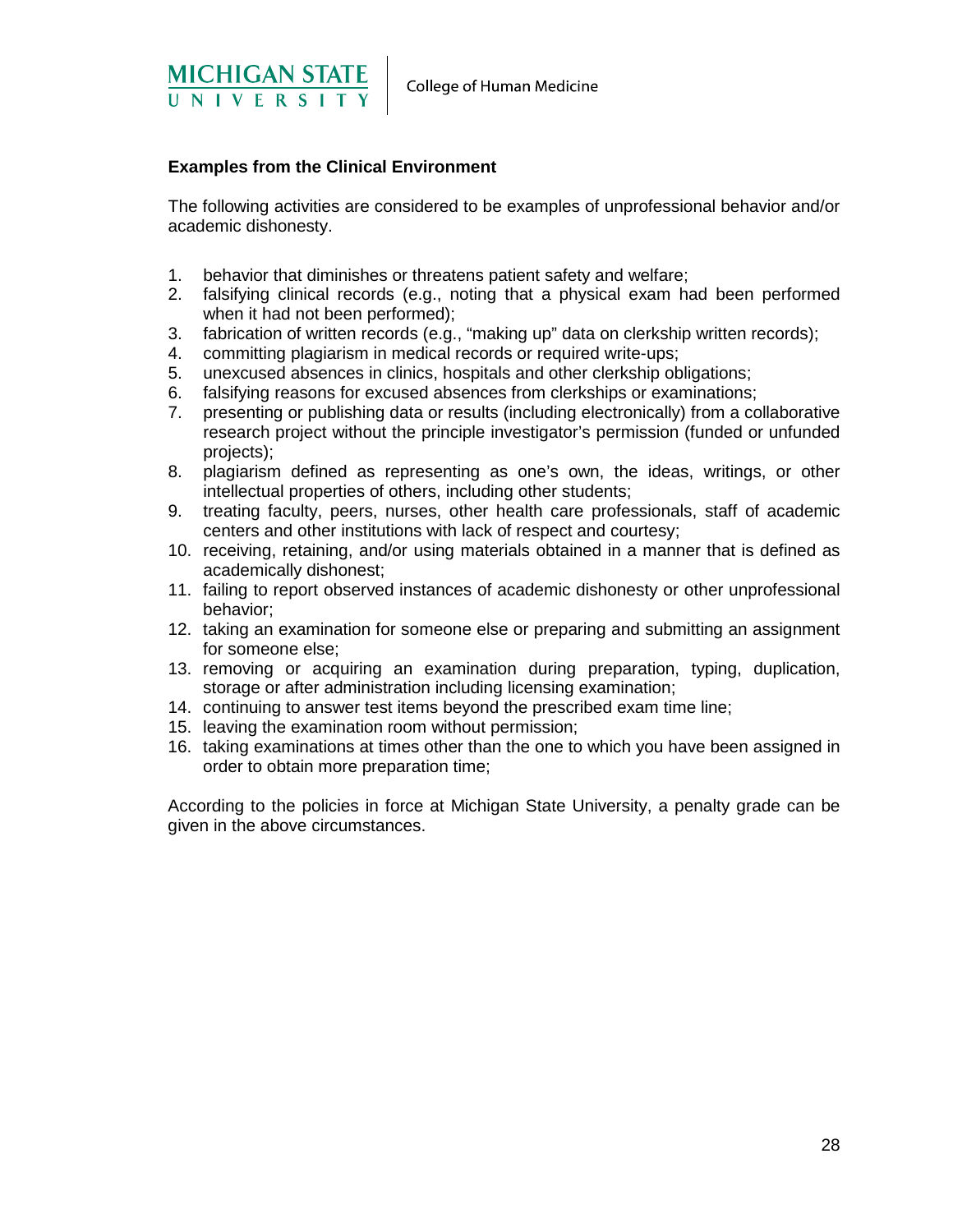**Examples from the Clinical Environment**

The following activities are considered to be examples of unprofessional behavior and/or academic dishonesty.

1. behavior that diminishes or threatens patient safety and welfare;
2. falsifying clinical records (e.g., noting that a physical exam had been performed when it had not been performed);
3. fabrication of written records (e.g., "making up" data on clerkship written records);
4. committing plagiarism in medical records or required write-ups;
5. unexcused absences in clinics, hospitals and other clerkship obligations;
6. falsifying reasons for excused absences from clerkships or examinations;
7. presenting or publishing data or results (including electronically) from a collaborative research project without the principle investigator's permission (funded or unfunded projects);
8. plagiarism defined as representing as one's own, the ideas, writings, or other intellectual properties of others, including other students;
9. treating faculty, peers, nurses, other health care professionals, staff of academic centers and other institutions with lack of respect and courtesy;
10. receiving, retaining, and/or using materials obtained in a manner that is defined as academically dishonest;
11. failing to report observed instances of academic dishonesty or other unprofessional behavior;
12. taking an examination for someone else or preparing and submitting an assignment for someone else;
13. removing or acquiring an examination during preparation, typing, duplication, storage or after administration including licensing examination;
14. continuing to answer test items beyond the prescribed exam time line;
15. leaving the examination room without permission;
16. taking examinations at times other than the one to which you have been assigned in order to obtain more preparation time;

According to the policies in force at Michigan State University, a penalty grade can be given in the above circumstances.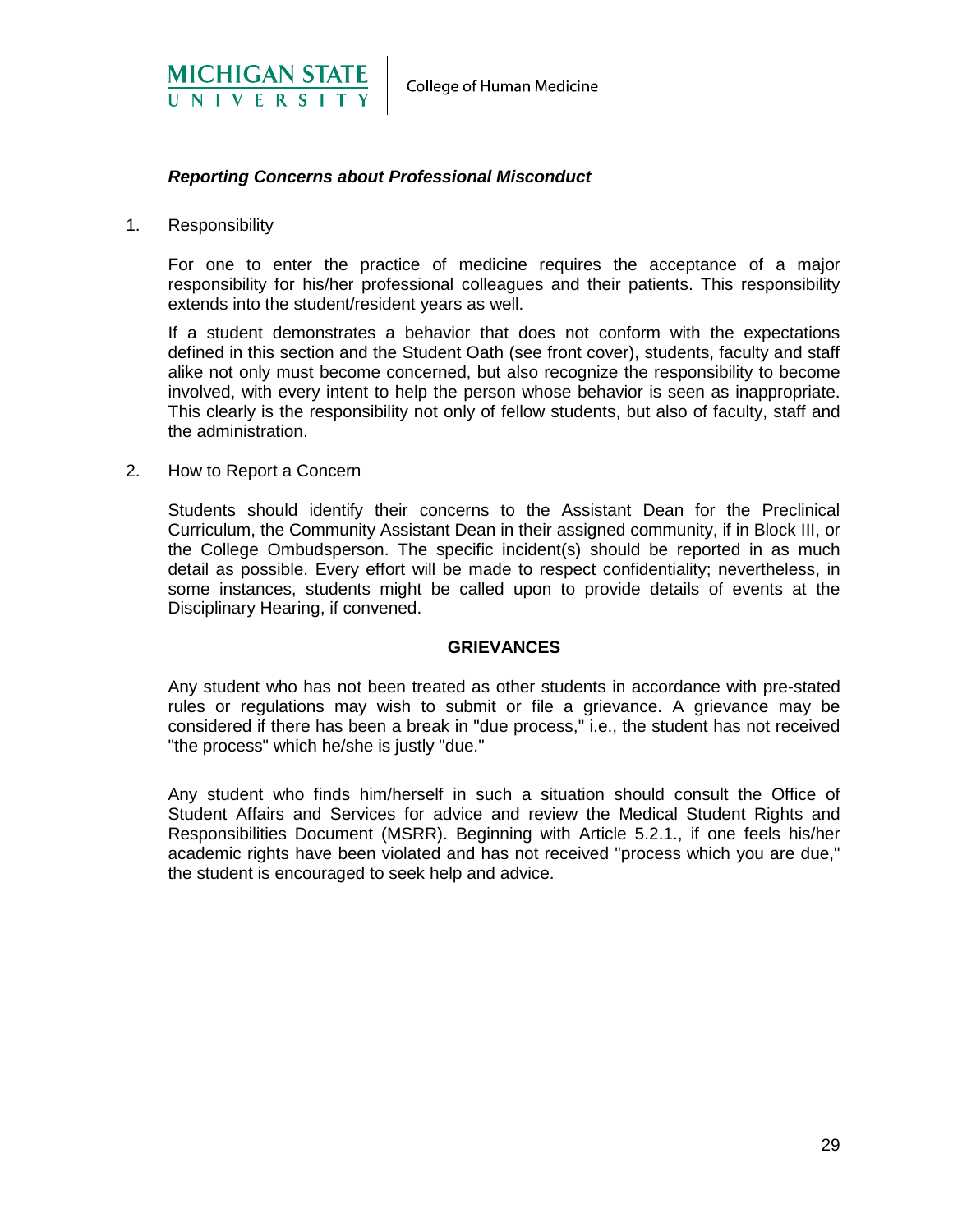### ***Reporting Concerns about Professional Misconduct***

1. Responsibility

   For one to enter the practice of medicine requires the acceptance of a major responsibility for his/her professional colleagues and their patients. This responsibility extends into the student/resident years as well.

   If a student demonstrates a behavior that does not conform with the expectations defined in this section and the Student Oath (see front cover), students, faculty and staff alike not only must become concerned, but also recognize the responsibility to become involved, with every intent to help the person whose behavior is seen as inappropriate. This clearly is the responsibility not only of fellow students, but also of faculty, staff and the administration.

2. How to Report a Concern

   Students should identify their concerns to the Assistant Dean for the Preclinical Curriculum, the Community Assistant Dean in their assigned community, if in Block III, or the College Ombudsperson. The specific incident(s) should be reported in as much detail as possible. Every effort will be made to respect confidentiality; nevertheless, in some instances, students might be called upon to provide details of events at the Disciplinary Hearing, if convened.

## GRIEVANCES

Any student who has not been treated as other students in accordance with pre-stated rules or regulations may wish to submit or file a grievance. A grievance may be considered if there has been a break in "due process," i.e., the student has not received "the process" which he/she is justly "due."

Any student who finds him/herself in such a situation should consult the Office of Student Affairs and Services for advice and review the Medical Student Rights and Responsibilities Document (MSRR). Beginning with Article 5.2.1., if one feels his/her academic rights have been violated and has not received "process which you are due," the student is encouraged to seek help and advice.